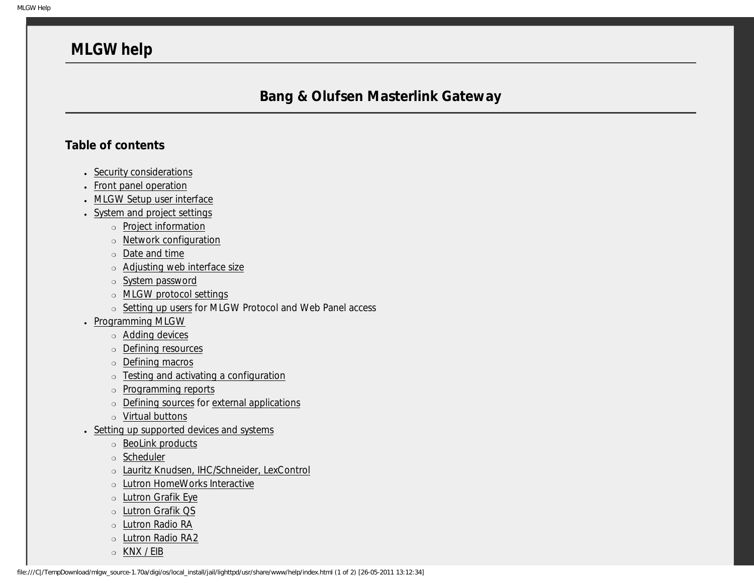# MLGW help

## Bang & Olufsen Masterlink Gateway

### Table of contents

- Security considerations
- Front panel operation
- MLGW Setup user interface
- System and project settings
  - Project information
  - Network configuration
  - Date and time
  - Adjusting web interface size
  - System password
  - MLGW protocol settings
  - Setting up users for MLGW Protocol and Web Panel access
- Programming MLGW
  - Adding devices
  - Defining resources
  - Defining macros
  - Testing and activating a configuration
  - Programming reports
  - Defining sources for external applications
  - Virtual buttons
- Setting up supported devices and systems
  - BeoLink products
  - Scheduler
  - Lauritz Knudsen, IHC/Schneider, LexControl
  - Lutron HomeWorks Interactive
  - Lutron Grafik Eye
  - Lutron Grafik QS
  - Lutron Radio RA
  - Lutron Radio RA2
  - KNX / EIB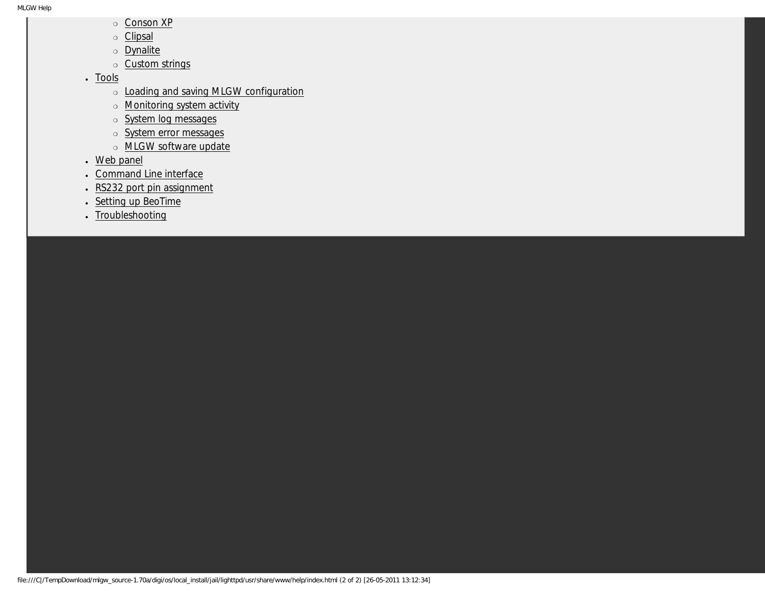- Conson XP
    - Clipsal
    - Dynalite
    - Custom strings
- Tools
    - Loading and saving MLGW configuration
    - Monitoring system activity
    - System log messages
    - System error messages
    - MLGW software update
- Web panel
- Command Line interface
- RS232 port pin assignment
- Setting up BeoTime
- Troubleshooting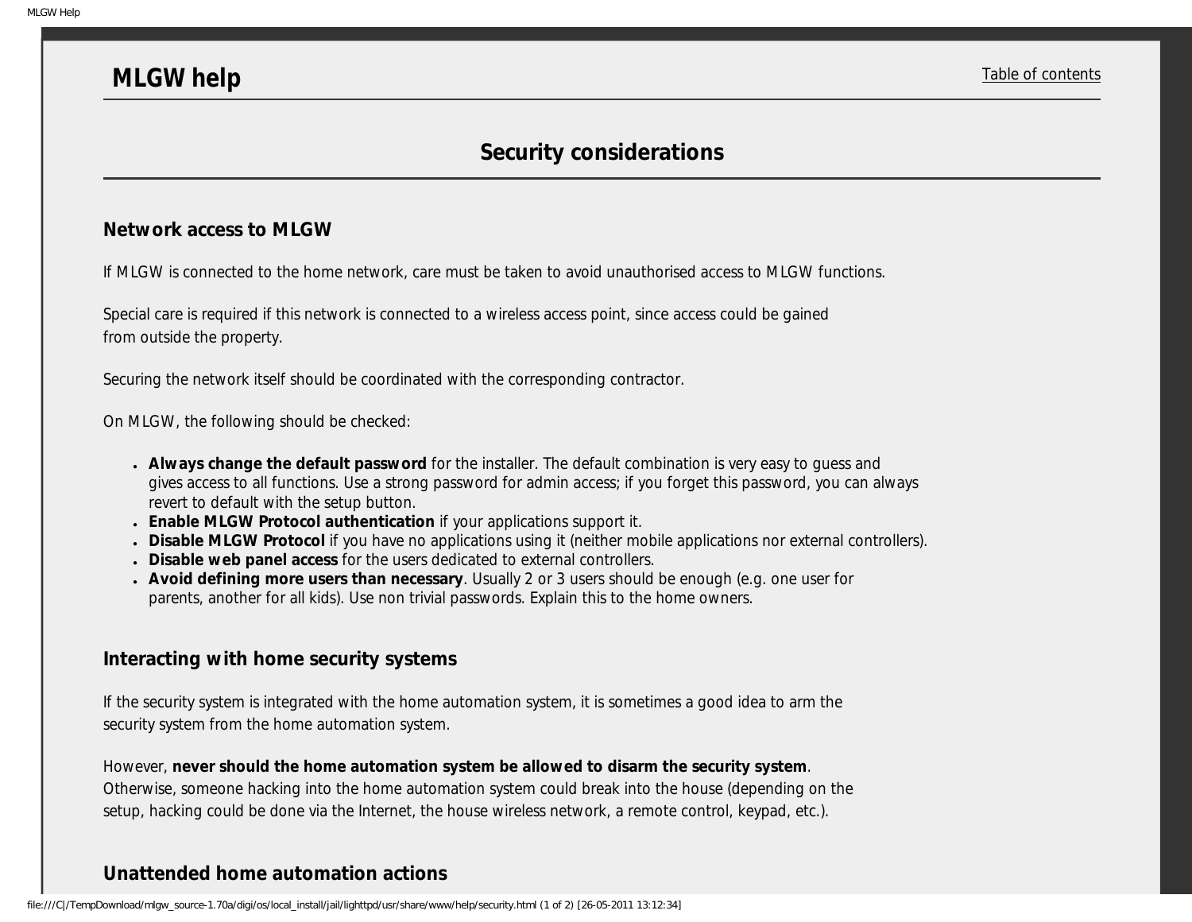# MLGW help

Table of contents

## Security considerations

### Network access to MLGW

If MLGW is connected to the home network, care must be taken to avoid unauthorised access to MLGW functions.

Special care is required if this network is connected to a wireless access point, since access could be gained from outside the property.

Securing the network itself should be coordinated with the corresponding contractor.

On MLGW, the following should be checked:

- **Always change the default password** for the installer. The default combination is very easy to guess and gives access to all functions. Use a strong password for admin access; if you forget this password, you can always revert to default with the setup button.
- **Enable MLGW Protocol authentication** if your applications support it.
- **Disable MLGW Protocol** if you have no applications using it (neither mobile applications nor external controllers).
- **Disable web panel access** for the users dedicated to external controllers.
- **Avoid defining more users than necessary**. Usually 2 or 3 users should be enough (e.g. one user for parents, another for all kids). Use non trivial passwords. Explain this to the home owners.

### Interacting with home security systems

If the security system is integrated with the home automation system, it is sometimes a good idea to arm the security system from the home automation system.

However, **never should the home automation system be allowed to disarm the security system**. Otherwise, someone hacking into the home automation system could break into the house (depending on the setup, hacking could be done via the Internet, the house wireless network, a remote control, keypad, etc.).

### Unattended home automation actions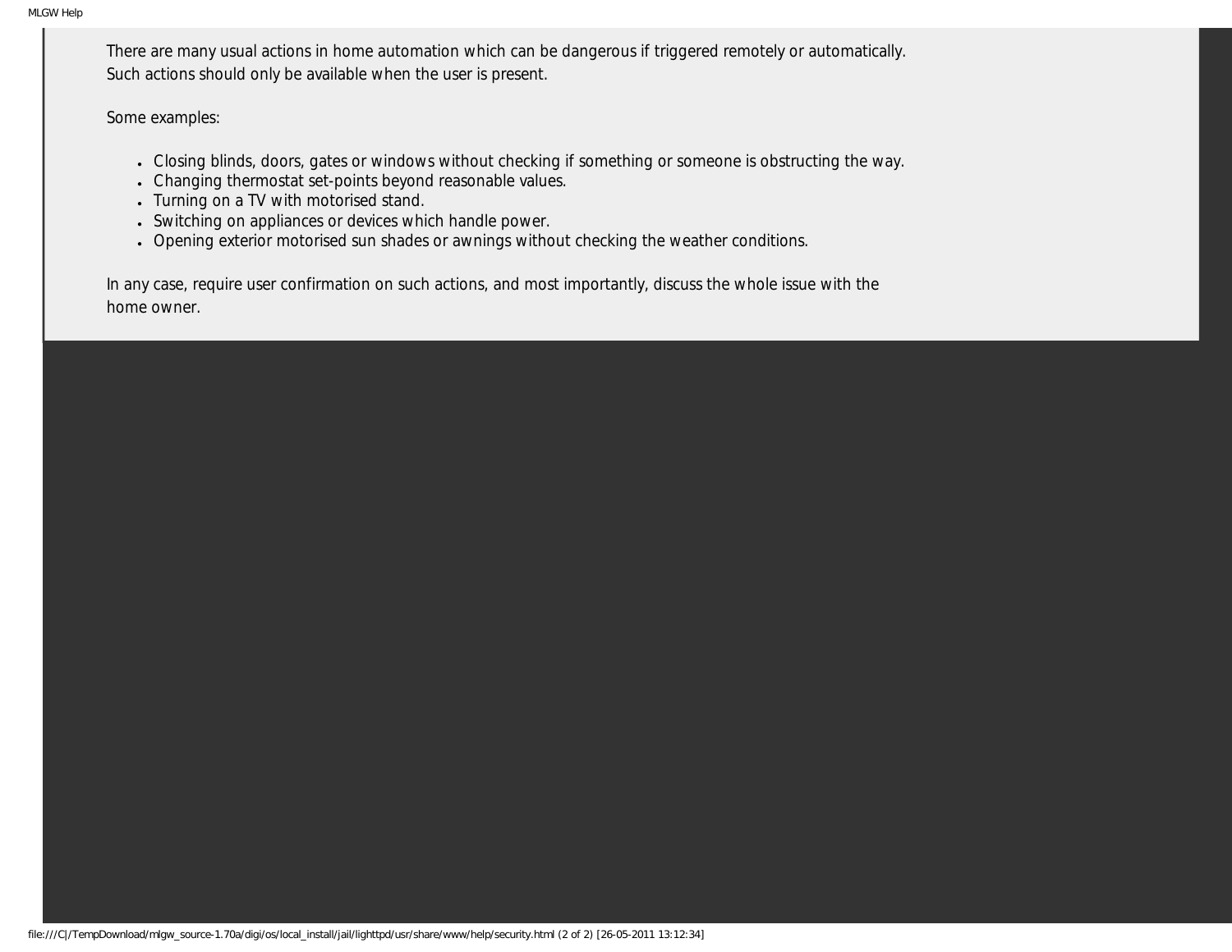There are many usual actions in home automation which can be dangerous if triggered remotely or automatically. Such actions should only be available when the user is present.

Some examples:

- Closing blinds, doors, gates or windows without checking if something or someone is obstructing the way.
- Changing thermostat set-points beyond reasonable values.
- Turning on a TV with motorised stand.
- Switching on appliances or devices which handle power.
- Opening exterior motorised sun shades or awnings without checking the weather conditions.

In any case, require user confirmation on such actions, and most importantly, discuss the whole issue with the home owner.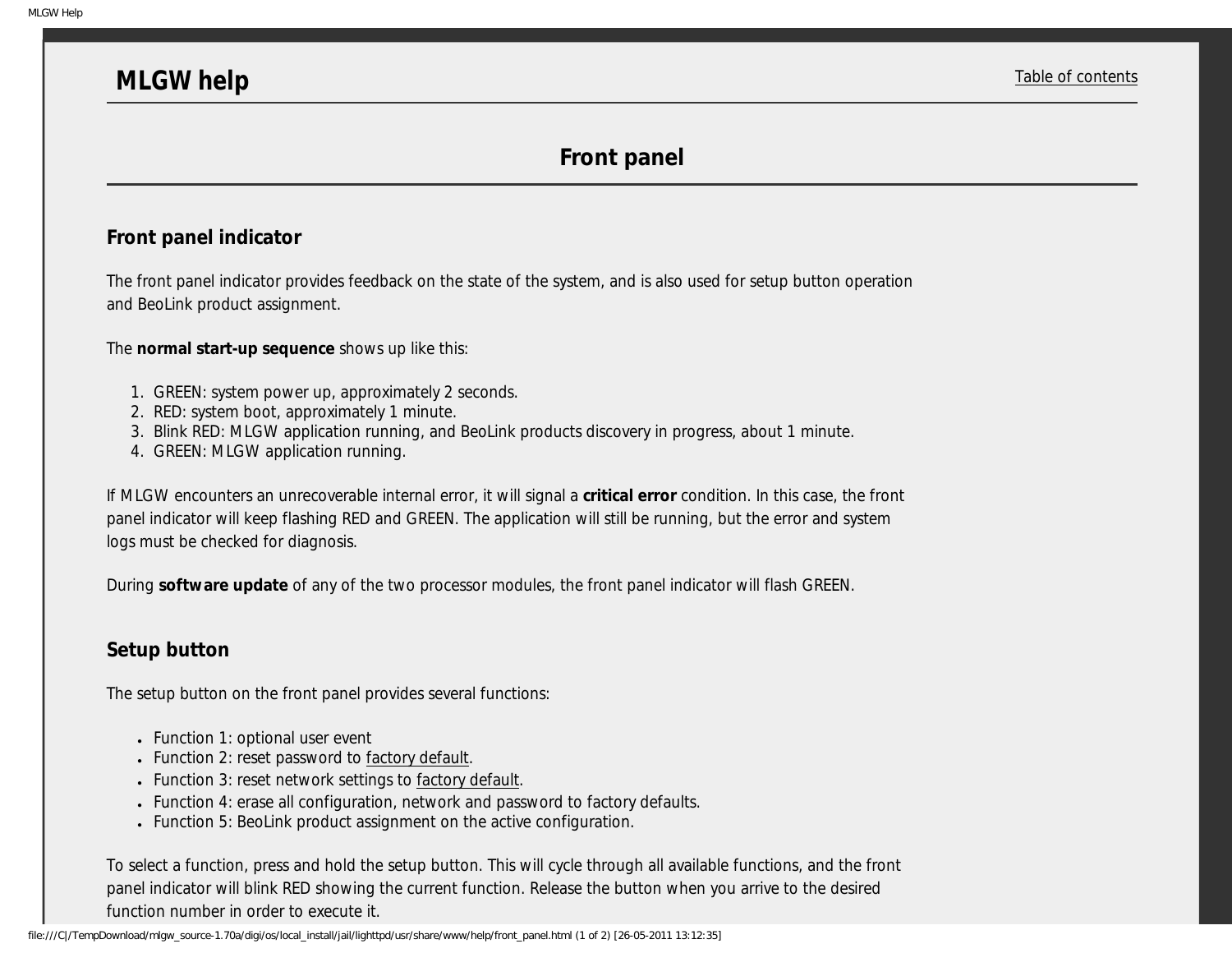# MLGW help

Table of contents

## Front panel

### Front panel indicator

The front panel indicator provides feedback on the state of the system, and is also used for setup button operation and BeoLink product assignment.

The **normal start-up sequence** shows up like this:

1. GREEN: system power up, approximately 2 seconds.
2. RED: system boot, approximately 1 minute.
3. Blink RED: MLGW application running, and BeoLink products discovery in progress, about 1 minute.
4. GREEN: MLGW application running.

If MLGW encounters an unrecoverable internal error, it will signal a **critical error** condition. In this case, the front panel indicator will keep flashing RED and GREEN. The application will still be running, but the error and system logs must be checked for diagnosis.

During **software update** of any of the two processor modules, the front panel indicator will flash GREEN.

### Setup button

The setup button on the front panel provides several functions:

- Function 1: optional user event
- Function 2: reset password to factory default.
- Function 3: reset network settings to factory default.
- Function 4: erase all configuration, network and password to factory defaults.
- Function 5: BeoLink product assignment on the active configuration.

To select a function, press and hold the setup button. This will cycle through all available functions, and the front panel indicator will blink RED showing the current function. Release the button when you arrive to the desired function number in order to execute it.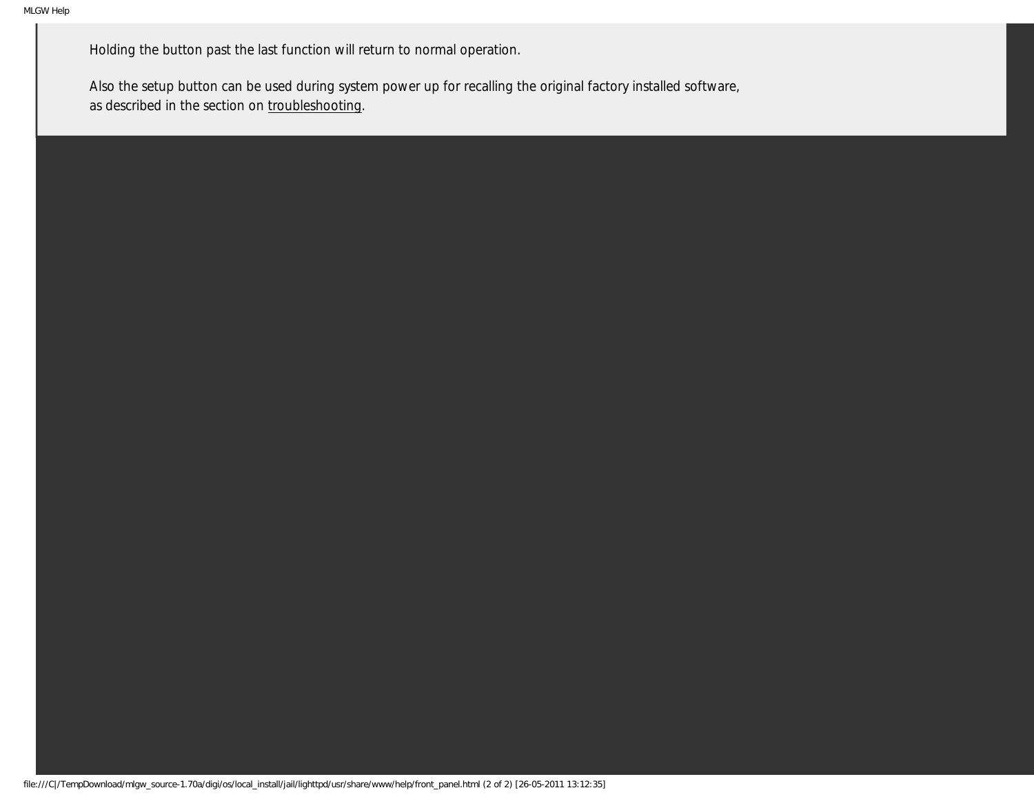Holding the button past the last function will return to normal operation.

Also the setup button can be used during system power up for recalling the original factory installed software, as described in the section on troubleshooting.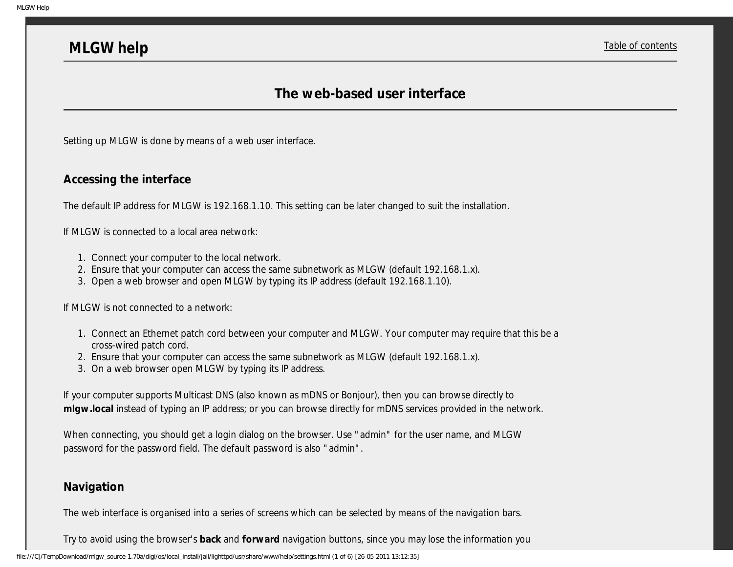# MLGW help

Table of contents

## The web-based user interface

Setting up MLGW is done by means of a web user interface.

### Accessing the interface

The default IP address for MLGW is 192.168.1.10. This setting can be later changed to suit the installation.

If MLGW is connected to a local area network:

1. Connect your computer to the local network.
2. Ensure that your computer can access the same subnetwork as MLGW (default 192.168.1.x).
3. Open a web browser and open MLGW by typing its IP address (default 192.168.1.10).

If MLGW is not connected to a network:

1. Connect an Ethernet patch cord between your computer and MLGW. Your computer may require that this be a cross-wired patch cord.
2. Ensure that your computer can access the same subnetwork as MLGW (default 192.168.1.x).
3. On a web browser open MLGW by typing its IP address.

If your computer supports Multicast DNS (also known as mDNS or Bonjour), then you can browse directly to **mlgw.local** instead of typing an IP address; or you can browse directly for mDNS services provided in the network.

When connecting, you should get a login dialog on the browser. Use "admin" for the user name, and MLGW password for the password field. The default password is also "admin".

### Navigation

The web interface is organised into a series of screens which can be selected by means of the navigation bars.

Try to avoid using the browser's **back** and **forward** navigation buttons, since you may lose the information you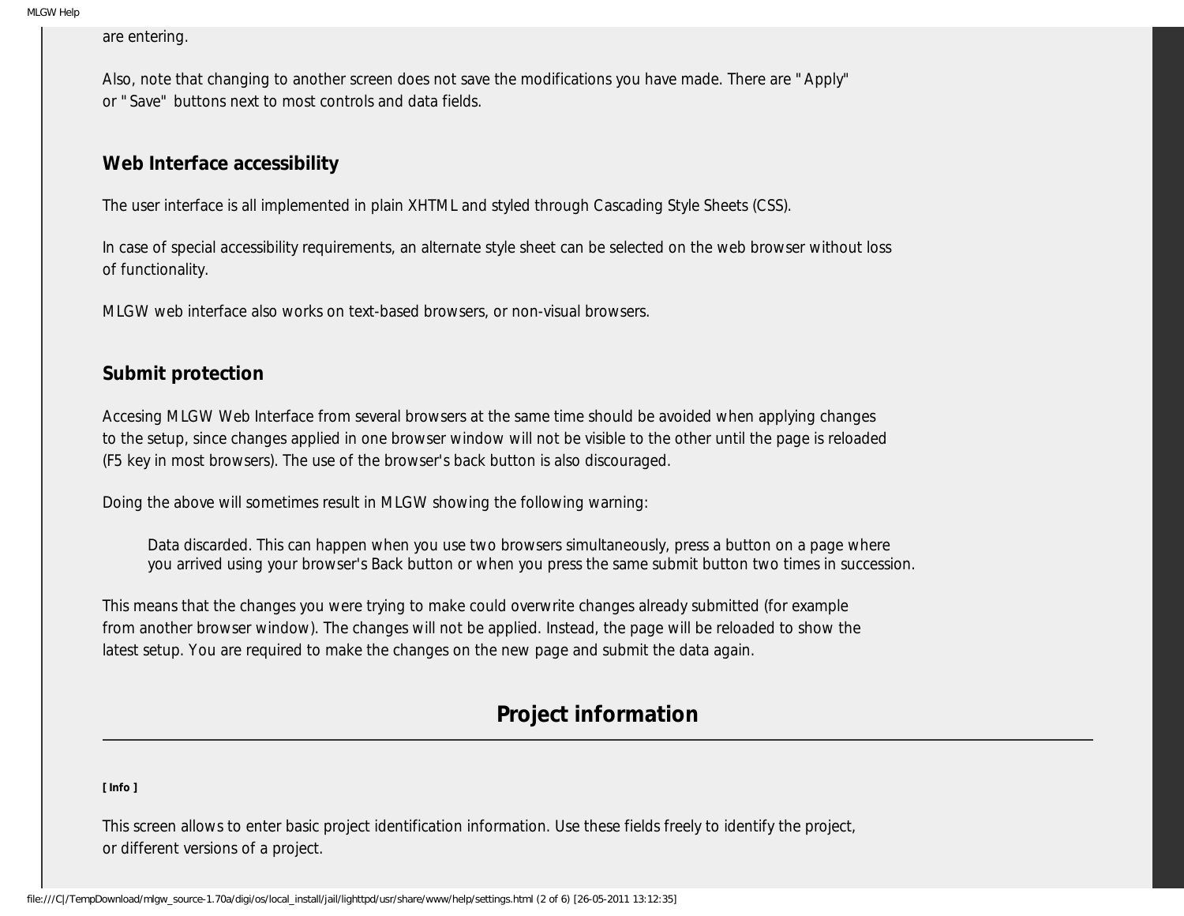are entering.

Also, note that changing to another screen does not save the modifications you have made. There are "Apply" or "Save" buttons next to most controls and data fields.

### Web Interface accessibility

The user interface is all implemented in plain XHTML and styled through Cascading Style Sheets (CSS).

In case of special accessibility requirements, an alternate style sheet can be selected on the web browser without loss of functionality.

MLGW web interface also works on text-based browsers, or non-visual browsers.

### Submit protection

Accesing MLGW Web Interface from several browsers at the same time should be avoided when applying changes to the setup, since changes applied in one browser window will not be visible to the other until the page is reloaded (F5 key in most browsers). The use of the browser's back button is also discouraged.

Doing the above will sometimes result in MLGW showing the following warning:

> Data discarded. This can happen when you use two browsers simultaneously, press a button on a page where you arrived using your browser's Back button or when you press the same submit button two times in succession.

This means that the changes you were trying to make could overwrite changes already submitted (for example from another browser window). The changes will not be applied. Instead, the page will be reloaded to show the latest setup. You are required to make the changes on the new page and submit the data again.

## Project information

**[ Info ]**

This screen allows to enter basic project identification information. Use these fields freely to identify the project, or different versions of a project.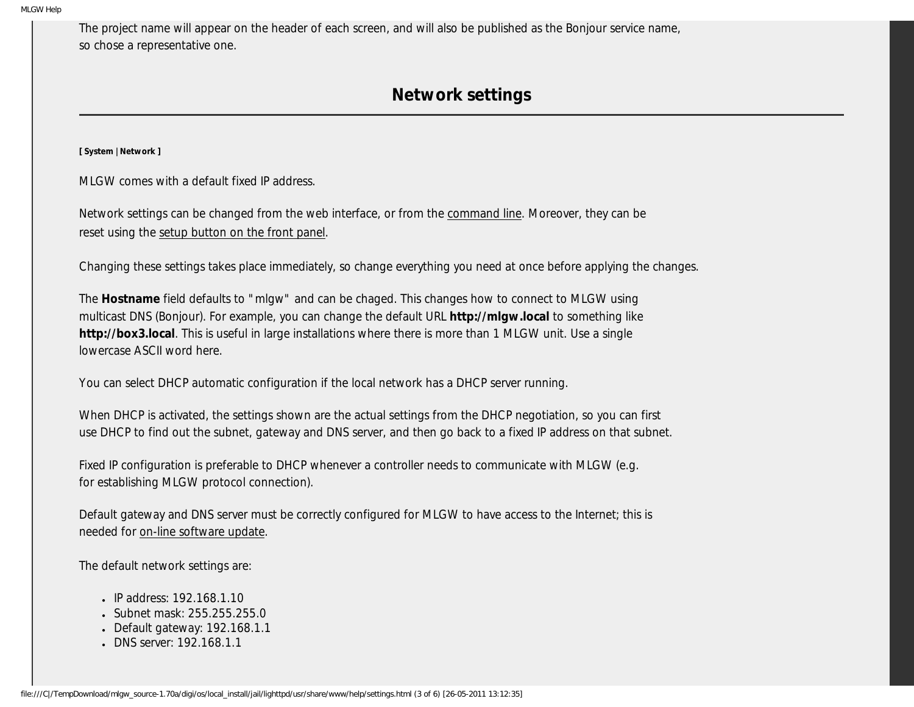The project name will appear on the header of each screen, and will also be published as the Bonjour service name, so chose a representative one.

## Network settings

**[ System | Network ]**

MLGW comes with a default fixed IP address.

Network settings can be changed from the web interface, or from the command line. Moreover, they can be reset using the setup button on the front panel.

Changing these settings takes place immediately, so change everything you need at once before applying the changes.

The **Hostname** field defaults to "mlgw" and can be chaged. This changes how to connect to MLGW using multicast DNS (Bonjour). For example, you can change the default URL **http://mlgw.local** to something like **http://box3.local**. This is useful in large installations where there is more than 1 MLGW unit. Use a single lowercase ASCII word here.

You can select DHCP automatic configuration if the local network has a DHCP server running.

When DHCP is activated, the settings shown are the actual settings from the DHCP negotiation, so you can first use DHCP to find out the subnet, gateway and DNS server, and then go back to a fixed IP address on that subnet.

Fixed IP configuration is preferable to DHCP whenever a controller needs to communicate with MLGW (e.g. for establishing MLGW protocol connection).

Default gateway and DNS server must be correctly configured for MLGW to have access to the Internet; this is needed for on-line software update.

The default network settings are:

- IP address: 192.168.1.10
- Subnet mask: 255.255.255.0
- Default gateway: 192.168.1.1
- DNS server: 192.168.1.1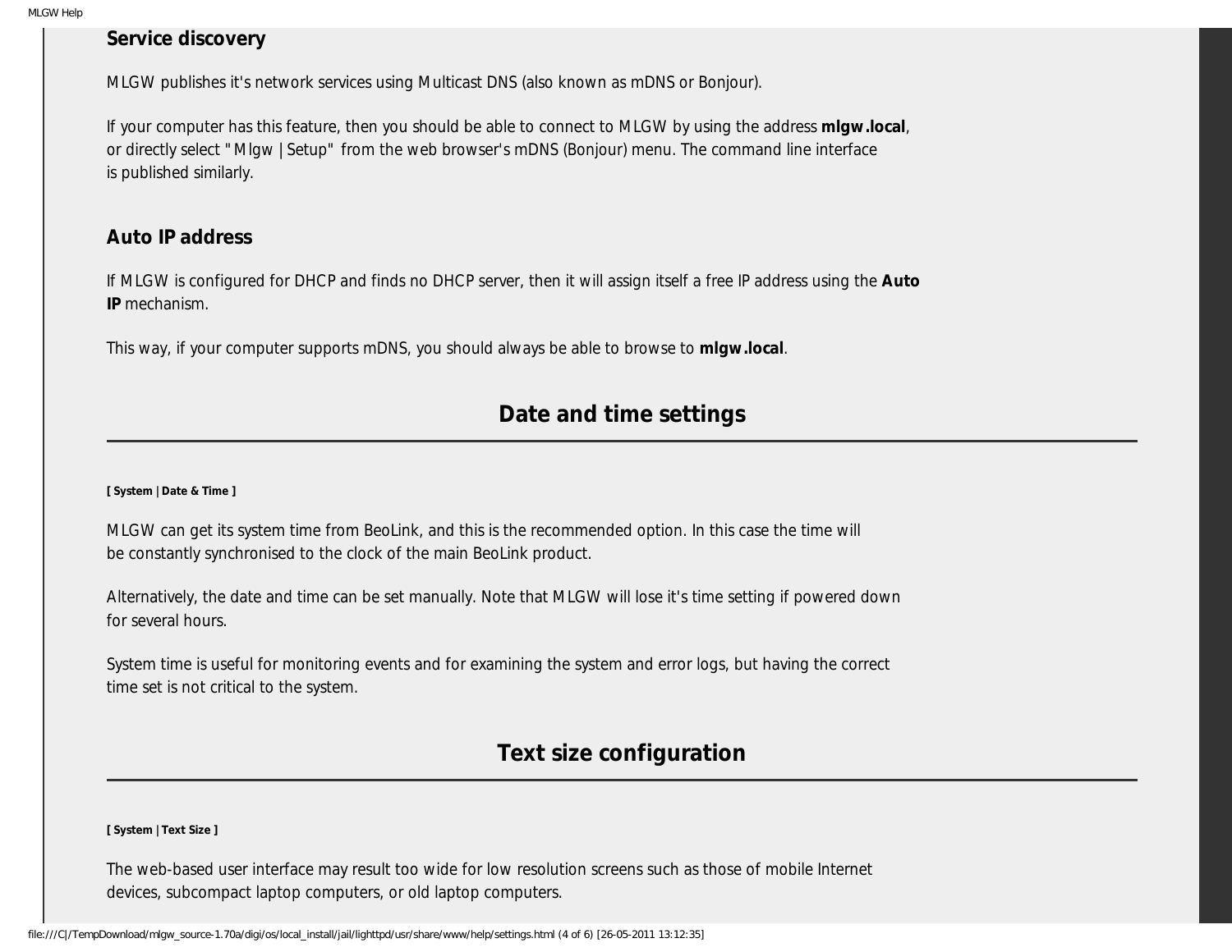### Service discovery

MLGW publishes it's network services using Multicast DNS (also known as mDNS or Bonjour).

If your computer has this feature, then you should be able to connect to MLGW by using the address **mlgw.local**, or directly select "Mlgw | Setup" from the web browser's mDNS (Bonjour) menu. The command line interface is published similarly.

### Auto IP address

If MLGW is configured for DHCP and finds no DHCP server, then it will assign itself a free IP address using the **Auto IP** mechanism.

This way, if your computer supports mDNS, you should always be able to browse to **mlgw.local**.

## Date and time settings

**[ System | Date & Time ]**

MLGW can get its system time from BeoLink, and this is the recommended option. In this case the time will be constantly synchronised to the clock of the main BeoLink product.

Alternatively, the date and time can be set manually. Note that MLGW will lose it's time setting if powered down for several hours.

System time is useful for monitoring events and for examining the system and error logs, but having the correct time set is not critical to the system.

## Text size configuration

**[ System | Text Size ]**

The web-based user interface may result too wide for low resolution screens such as those of mobile Internet devices, subcompact laptop computers, or old laptop computers.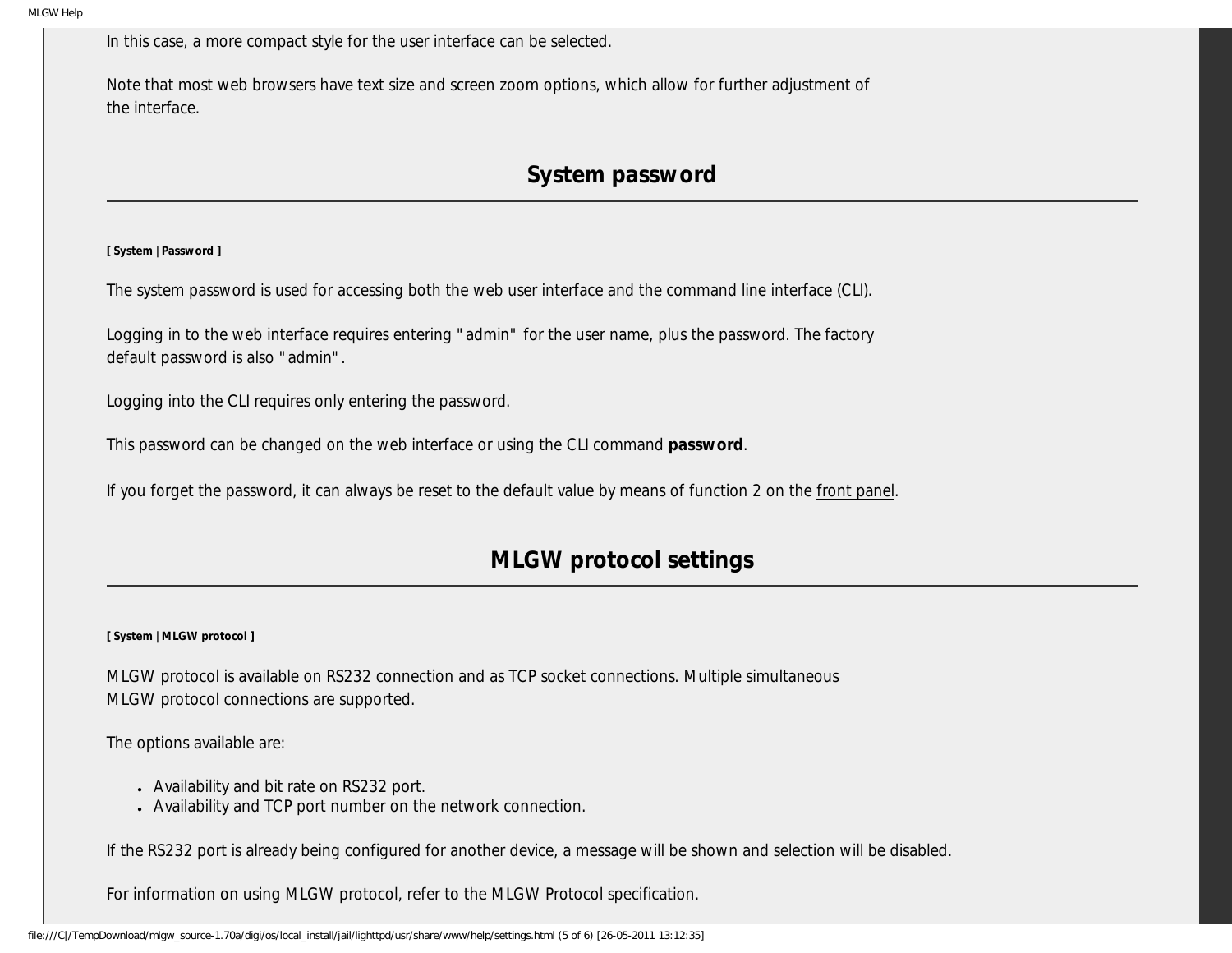In this case, a more compact style for the user interface can be selected.

Note that most web browsers have text size and screen zoom options, which allow for further adjustment of the interface.

## System password

**[ System | Password ]**

The system password is used for accessing both the web user interface and the command line interface (CLI).

Logging in to the web interface requires entering "admin" for the user name, plus the password. The factory default password is also "admin".

Logging into the CLI requires only entering the password.

This password can be changed on the web interface or using the CLI command **password**.

If you forget the password, it can always be reset to the default value by means of function 2 on the front panel.

## MLGW protocol settings

**[ System | MLGW protocol ]**

MLGW protocol is available on RS232 connection and as TCP socket connections. Multiple simultaneous MLGW protocol connections are supported.

The options available are:

- Availability and bit rate on RS232 port.
- Availability and TCP port number on the network connection.

If the RS232 port is already being configured for another device, a message will be shown and selection will be disabled.

For information on using MLGW protocol, refer to the MLGW Protocol specification.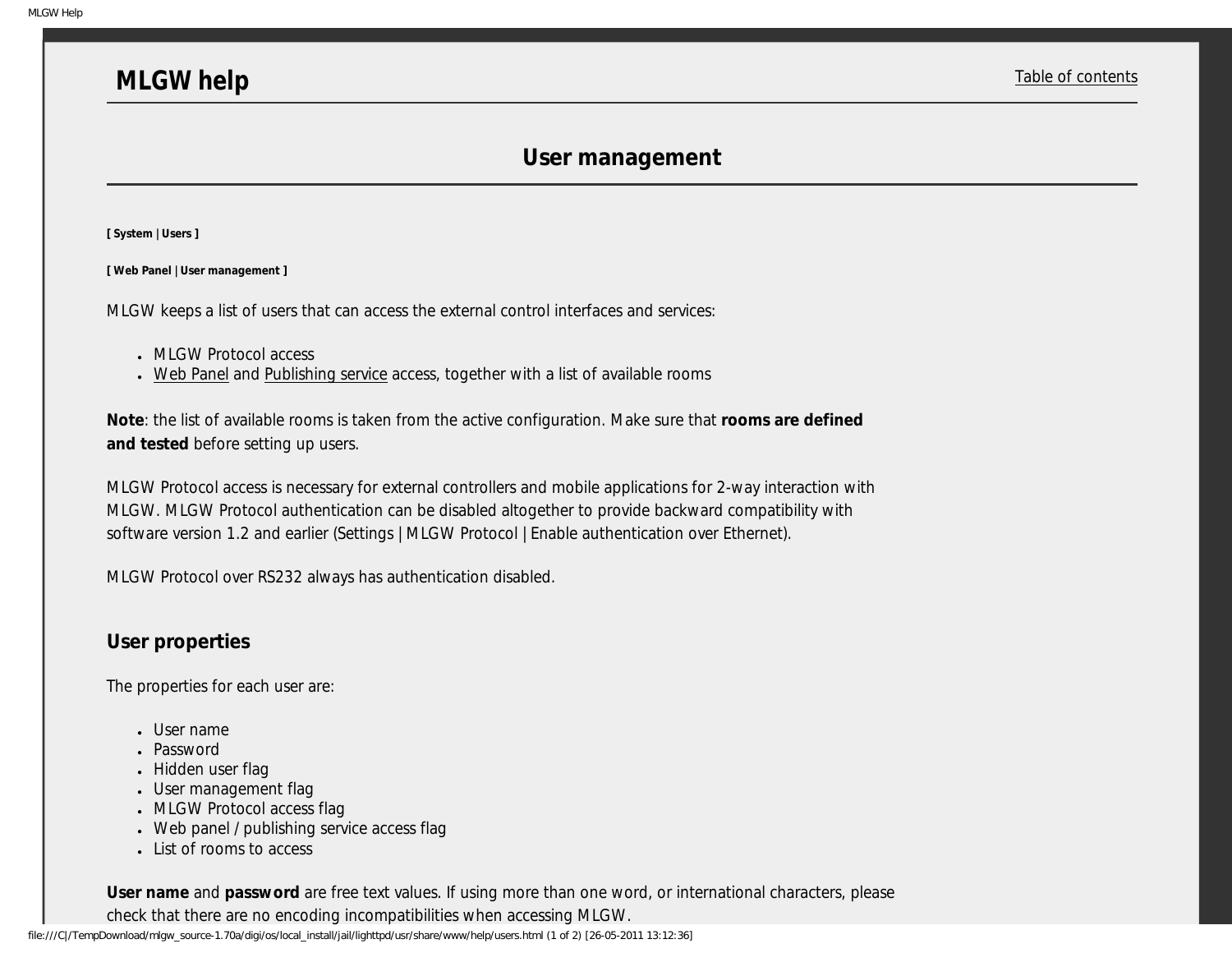# MLGW help

Table of contents

## User management

**[ System | Users ]**

**[ Web Panel | User management ]**

MLGW keeps a list of users that can access the external control interfaces and services:

- MLGW Protocol access
- Web Panel and Publishing service access, together with a list of available rooms

**Note**: the list of available rooms is taken from the active configuration. Make sure that **rooms are defined and tested** before setting up users.

MLGW Protocol access is necessary for external controllers and mobile applications for 2-way interaction with MLGW. MLGW Protocol authentication can be disabled altogether to provide backward compatibility with software version 1.2 and earlier (Settings | MLGW Protocol | Enable authentication over Ethernet).

MLGW Protocol over RS232 always has authentication disabled.

### User properties

The properties for each user are:

- User name
- Password
- Hidden user flag
- User management flag
- MLGW Protocol access flag
- Web panel / publishing service access flag
- List of rooms to access

**User name** and **password** are free text values. If using more than one word, or international characters, please check that there are no encoding incompatibilities when accessing MLGW.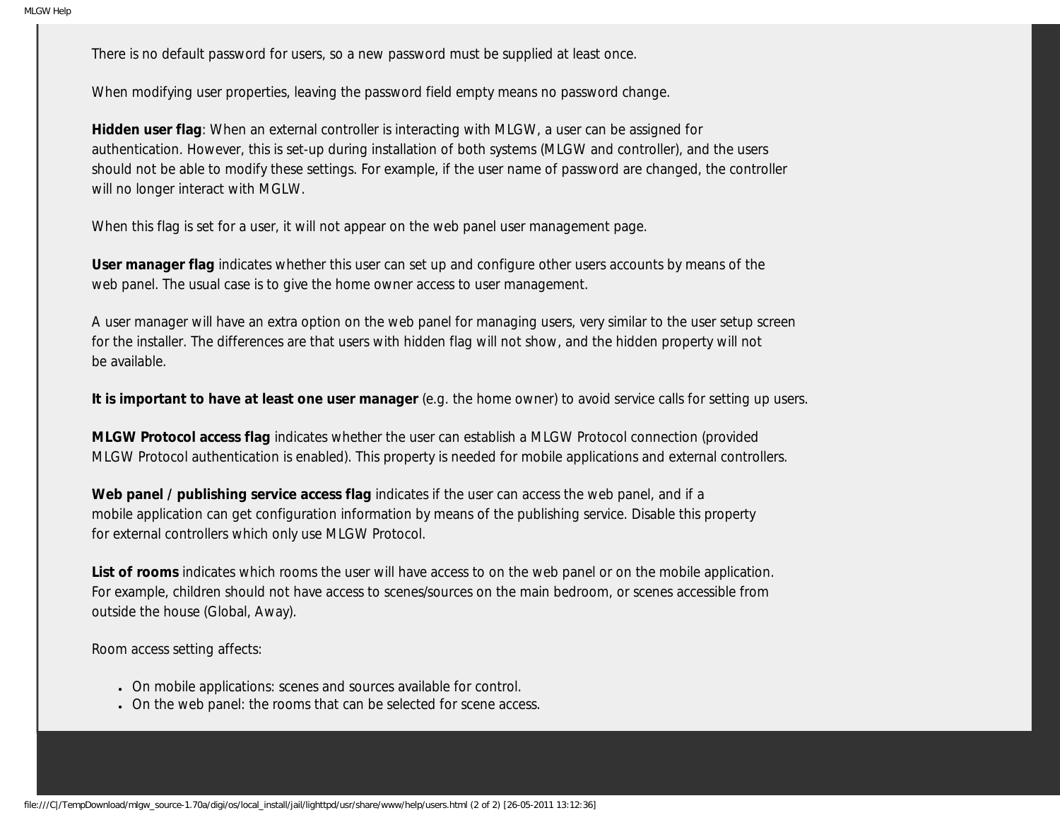There is no default password for users, so a new password must be supplied at least once.

When modifying user properties, leaving the password field empty means no password change.

**Hidden user flag**: When an external controller is interacting with MLGW, a user can be assigned for authentication. However, this is set-up during installation of both systems (MLGW and controller), and the users should not be able to modify these settings. For example, if the user name of password are changed, the controller will no longer interact with MGLW.

When this flag is set for a user, it will not appear on the web panel user management page.

**User manager flag** indicates whether this user can set up and configure other users accounts by means of the web panel. The usual case is to give the home owner access to user management.

A user manager will have an extra option on the web panel for managing users, very similar to the user setup screen for the installer. The differences are that users with hidden flag will not show, and the hidden property will not be available.

**It is important to have at least one user manager** (e.g. the home owner) to avoid service calls for setting up users.

**MLGW Protocol access flag** indicates whether the user can establish a MLGW Protocol connection (provided MLGW Protocol authentication is enabled). This property is needed for mobile applications and external controllers.

**Web panel / publishing service access flag** indicates if the user can access the web panel, and if a mobile application can get configuration information by means of the publishing service. Disable this property for external controllers which only use MLGW Protocol.

**List of rooms** indicates which rooms the user will have access to on the web panel or on the mobile application. For example, children should not have access to scenes/sources on the main bedroom, or scenes accessible from outside the house (Global, Away).

Room access setting affects:

- On mobile applications: scenes and sources available for control.
- On the web panel: the rooms that can be selected for scene access.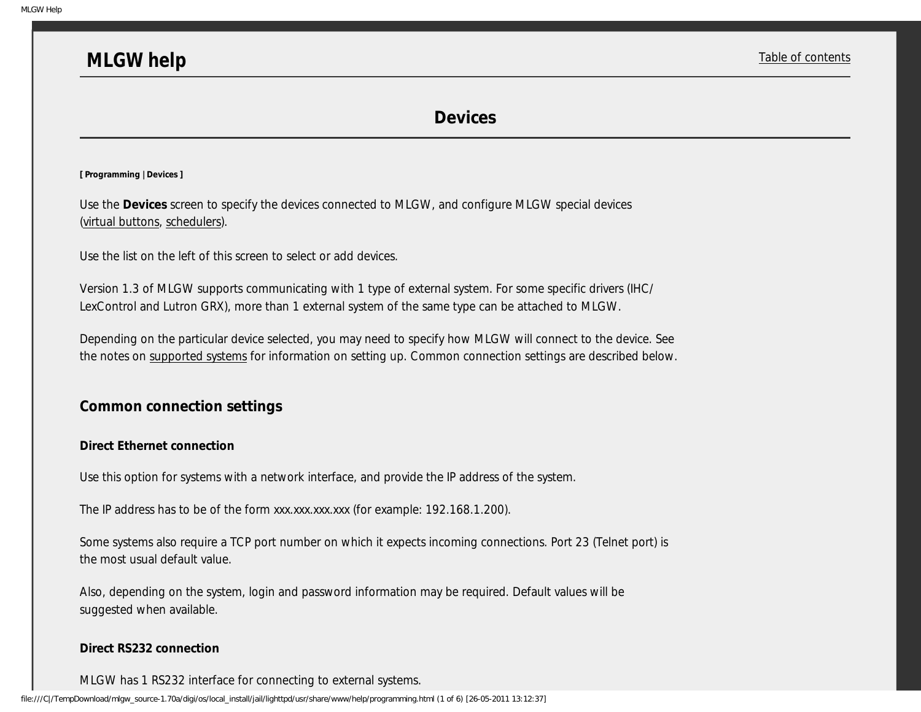# MLGW help

Table of contents

## Devices

**[ Programming | Devices ]**

Use the **Devices** screen to specify the devices connected to MLGW, and configure MLGW special devices (virtual buttons, schedulers).

Use the list on the left of this screen to select or add devices.

Version 1.3 of MLGW supports communicating with 1 type of external system. For some specific drivers (IHC/LexControl and Lutron GRX), more than 1 external system of the same type can be attached to MLGW.

Depending on the particular device selected, you may need to specify how MLGW will connect to the device. See the notes on supported systems for information on setting up. Common connection settings are described below.

### Common connection settings

#### Direct Ethernet connection

Use this option for systems with a network interface, and provide the IP address of the system.

The IP address has to be of the form xxx.xxx.xxx.xxx (for example: 192.168.1.200).

Some systems also require a TCP port number on which it expects incoming connections. Port 23 (Telnet port) is the most usual default value.

Also, depending on the system, login and password information may be required. Default values will be suggested when available.

#### Direct RS232 connection

MLGW has 1 RS232 interface for connecting to external systems.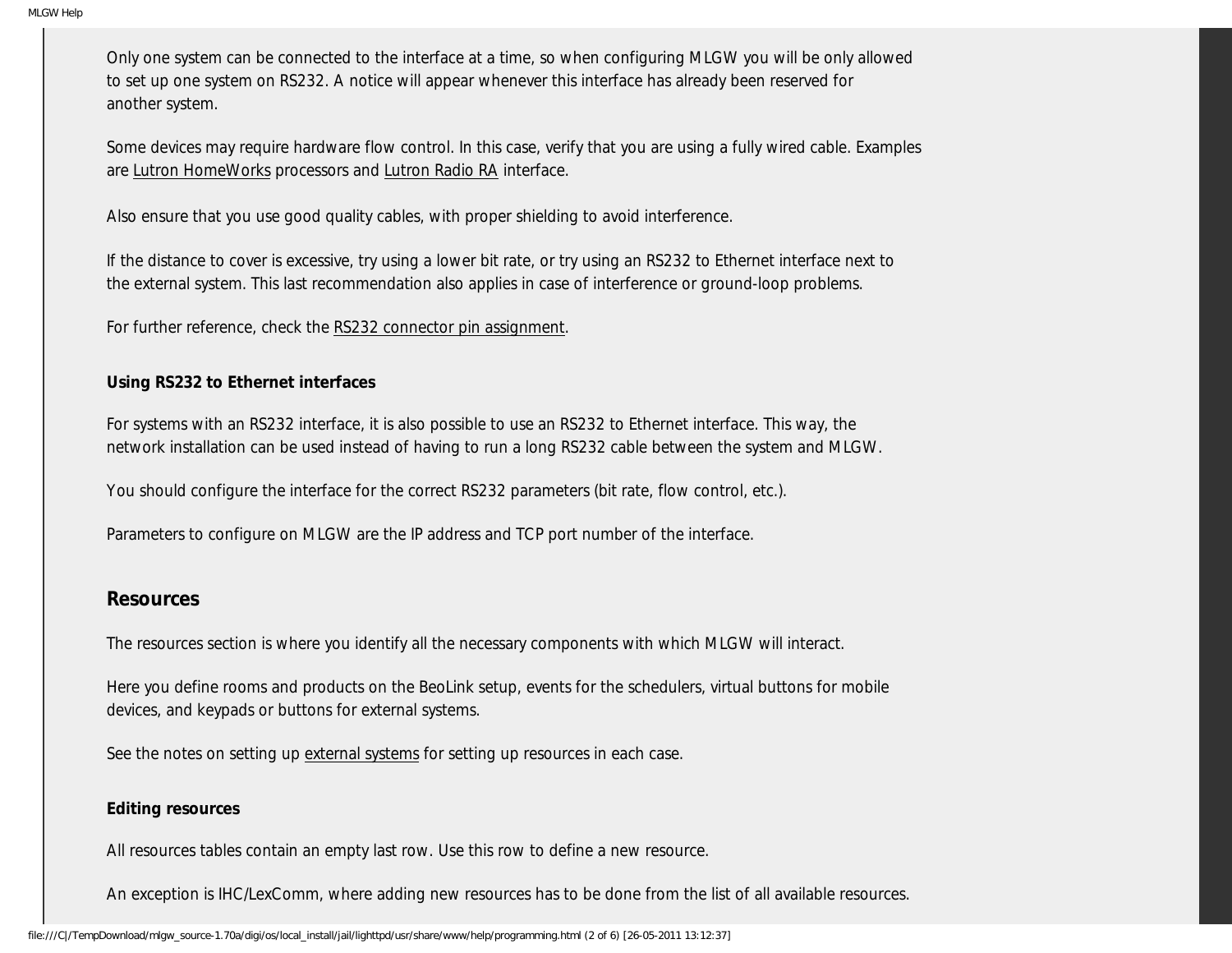Only one system can be connected to the interface at a time, so when configuring MLGW you will be only allowed to set up one system on RS232. A notice will appear whenever this interface has already been reserved for another system.

Some devices may require hardware flow control. In this case, verify that you are using a fully wired cable. Examples are Lutron HomeWorks processors and Lutron Radio RA interface.

Also ensure that you use good quality cables, with proper shielding to avoid interference.

If the distance to cover is excessive, try using a lower bit rate, or try using an RS232 to Ethernet interface next to the external system. This last recommendation also applies in case of interference or ground-loop problems.

For further reference, check the RS232 connector pin assignment.

**Using RS232 to Ethernet interfaces**

For systems with an RS232 interface, it is also possible to use an RS232 to Ethernet interface. This way, the network installation can be used instead of having to run a long RS232 cable between the system and MLGW.

You should configure the interface for the correct RS232 parameters (bit rate, flow control, etc.).

Parameters to configure on MLGW are the IP address and TCP port number of the interface.

## Resources

The resources section is where you identify all the necessary components with which MLGW will interact.

Here you define rooms and products on the BeoLink setup, events for the schedulers, virtual buttons for mobile devices, and keypads or buttons for external systems.

See the notes on setting up external systems for setting up resources in each case.

**Editing resources**

All resources tables contain an empty last row. Use this row to define a new resource.

An exception is IHC/LexComm, where adding new resources has to be done from the list of all available resources.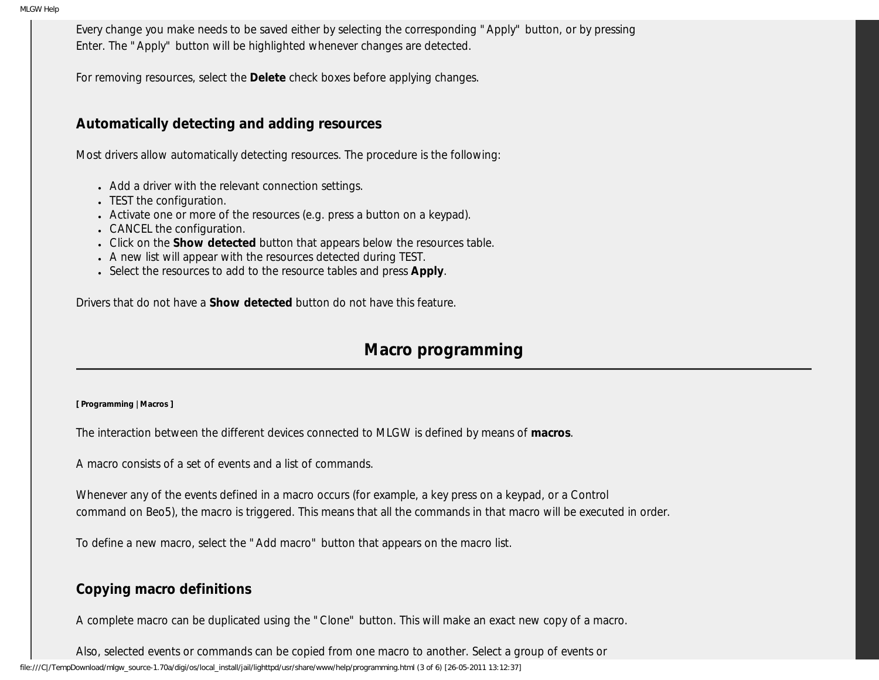Every change you make needs to be saved either by selecting the corresponding "Apply" button, or by pressing Enter. The "Apply" button will be highlighted whenever changes are detected.

For removing resources, select the **Delete** check boxes before applying changes.

### Automatically detecting and adding resources

Most drivers allow automatically detecting resources. The procedure is the following:

- Add a driver with the relevant connection settings.
- TEST the configuration.
- Activate one or more of the resources (e.g. press a button on a keypad).
- CANCEL the configuration.
- Click on the **Show detected** button that appears below the resources table.
- A new list will appear with the resources detected during TEST.
- Select the resources to add to the resource tables and press **Apply**.

Drivers that do not have a **Show detected** button do not have this feature.

## Macro programming

**[ Programming | Macros ]**

The interaction between the different devices connected to MLGW is defined by means of **macros**.

A macro consists of a set of events and a list of commands.

Whenever any of the events defined in a macro occurs (for example, a key press on a keypad, or a Control command on Beo5), the macro is triggered. This means that all the commands in that macro will be executed in order.

To define a new macro, select the "Add macro" button that appears on the macro list.

### Copying macro definitions

A complete macro can be duplicated using the "Clone" button. This will make an exact new copy of a macro.

Also, selected events or commands can be copied from one macro to another. Select a group of events or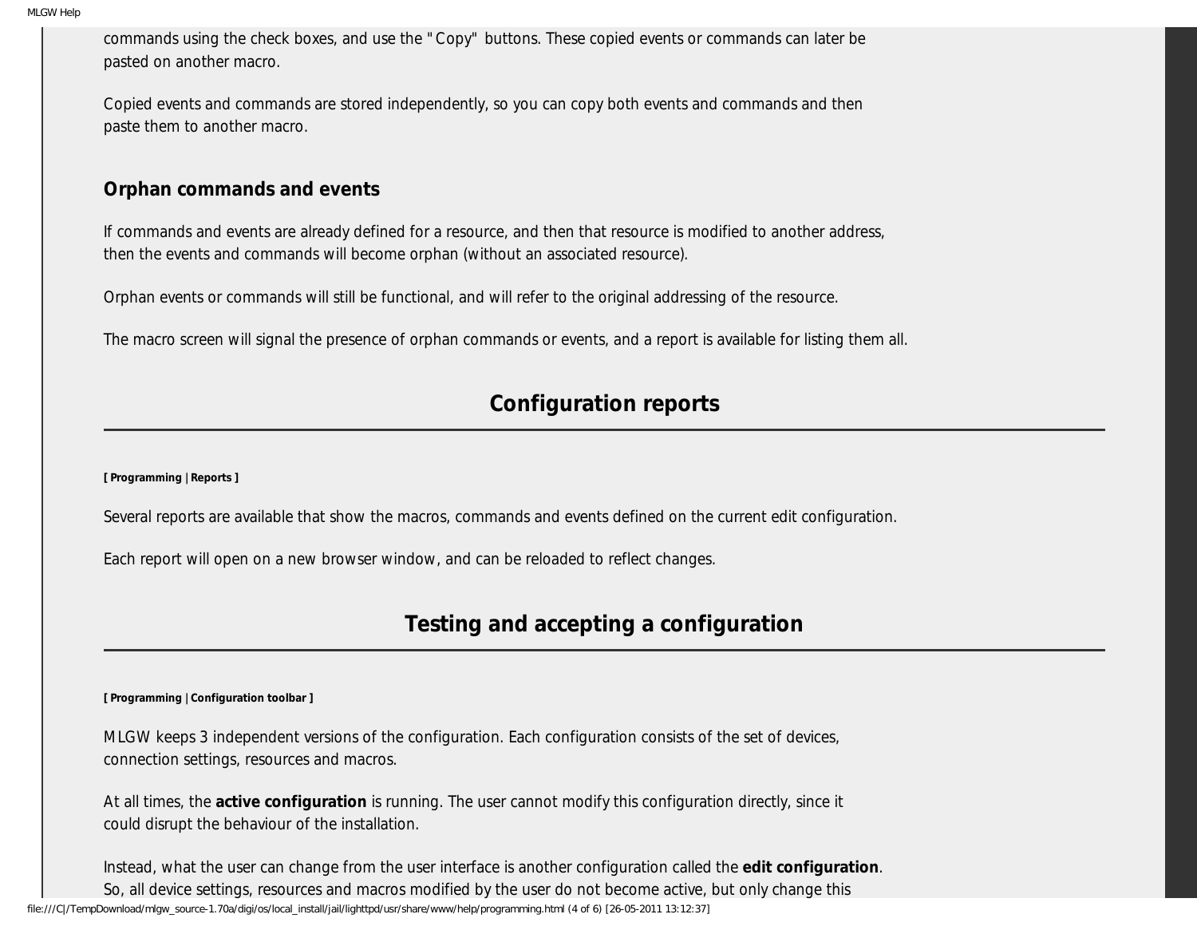commands using the check boxes, and use the "Copy" buttons. These copied events or commands can later be pasted on another macro.

Copied events and commands are stored independently, so you can copy both events and commands and then paste them to another macro.

### Orphan commands and events

If commands and events are already defined for a resource, and then that resource is modified to another address, then the events and commands will become orphan (without an associated resource).

Orphan events or commands will still be functional, and will refer to the original addressing of the resource.

The macro screen will signal the presence of orphan commands or events, and a report is available for listing them all.

## Configuration reports

**[ Programming | Reports ]**

Several reports are available that show the macros, commands and events defined on the current edit configuration.

Each report will open on a new browser window, and can be reloaded to reflect changes.

## Testing and accepting a configuration

**[ Programming | Configuration toolbar ]**

MLGW keeps 3 independent versions of the configuration. Each configuration consists of the set of devices, connection settings, resources and macros.

At all times, the **active configuration** is running. The user cannot modify this configuration directly, since it could disrupt the behaviour of the installation.

Instead, what the user can change from the user interface is another configuration called the **edit configuration**. So, all device settings, resources and macros modified by the user do not become active, but only change this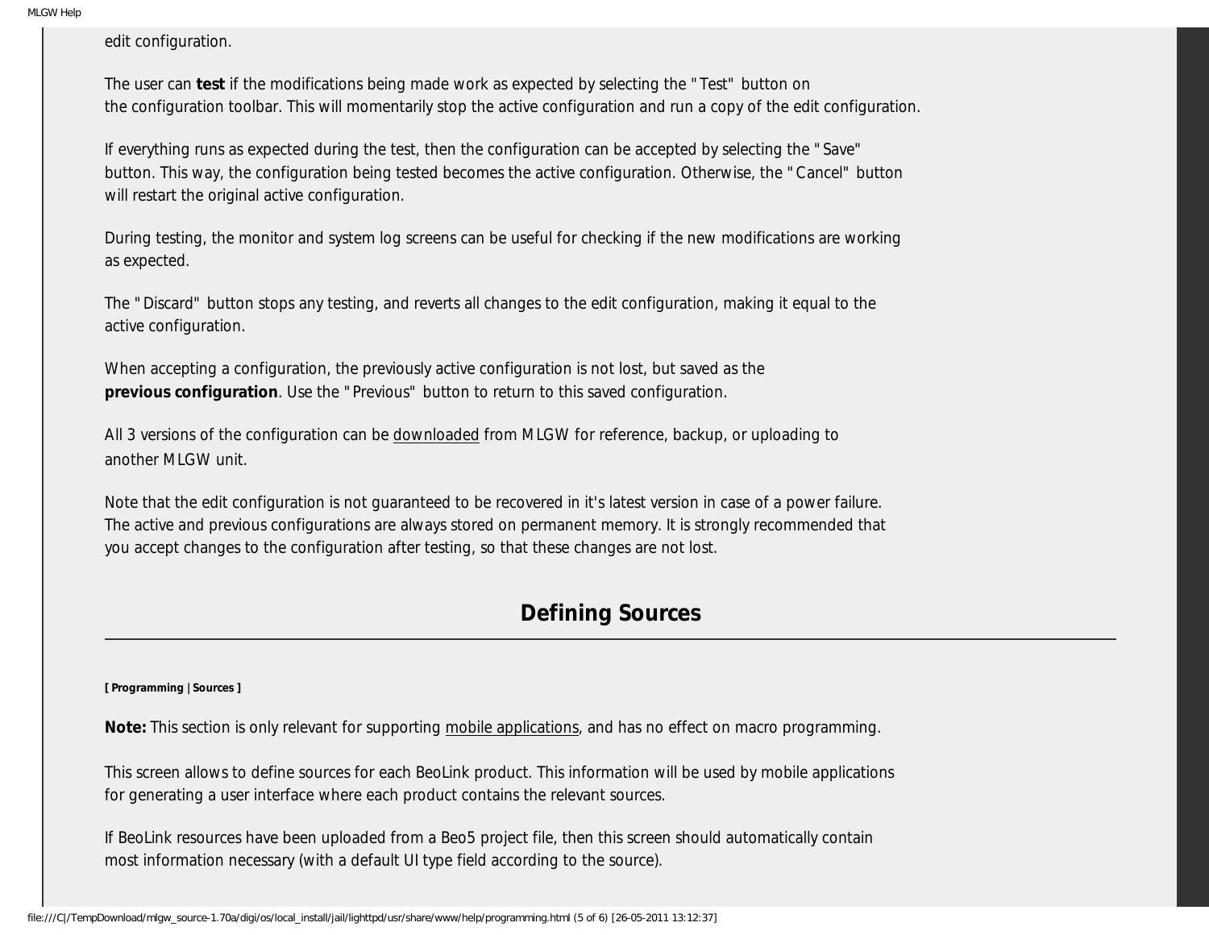edit configuration.

The user can **test** if the modifications being made work as expected by selecting the "Test" button on the configuration toolbar. This will momentarily stop the active configuration and run a copy of the edit configuration.

If everything runs as expected during the test, then the configuration can be accepted by selecting the "Save" button. This way, the configuration being tested becomes the active configuration. Otherwise, the "Cancel" button will restart the original active configuration.

During testing, the monitor and system log screens can be useful for checking if the new modifications are working as expected.

The "Discard" button stops any testing, and reverts all changes to the edit configuration, making it equal to the active configuration.

When accepting a configuration, the previously active configuration is not lost, but saved as the **previous configuration**. Use the "Previous" button to return to this saved configuration.

All 3 versions of the configuration can be downloaded from MLGW for reference, backup, or uploading to another MLGW unit.

Note that the edit configuration is not guaranteed to be recovered in it's latest version in case of a power failure. The active and previous configurations are always stored on permanent memory. It is strongly recommended that you accept changes to the configuration after testing, so that these changes are not lost.

## Defining Sources

**[ Programming | Sources ]**

**Note:** This section is only relevant for supporting mobile applications, and has no effect on macro programming.

This screen allows to define sources for each BeoLink product. This information will be used by mobile applications for generating a user interface where each product contains the relevant sources.

If BeoLink resources have been uploaded from a Beo5 project file, then this screen should automatically contain most information necessary (with a default UI type field according to the source).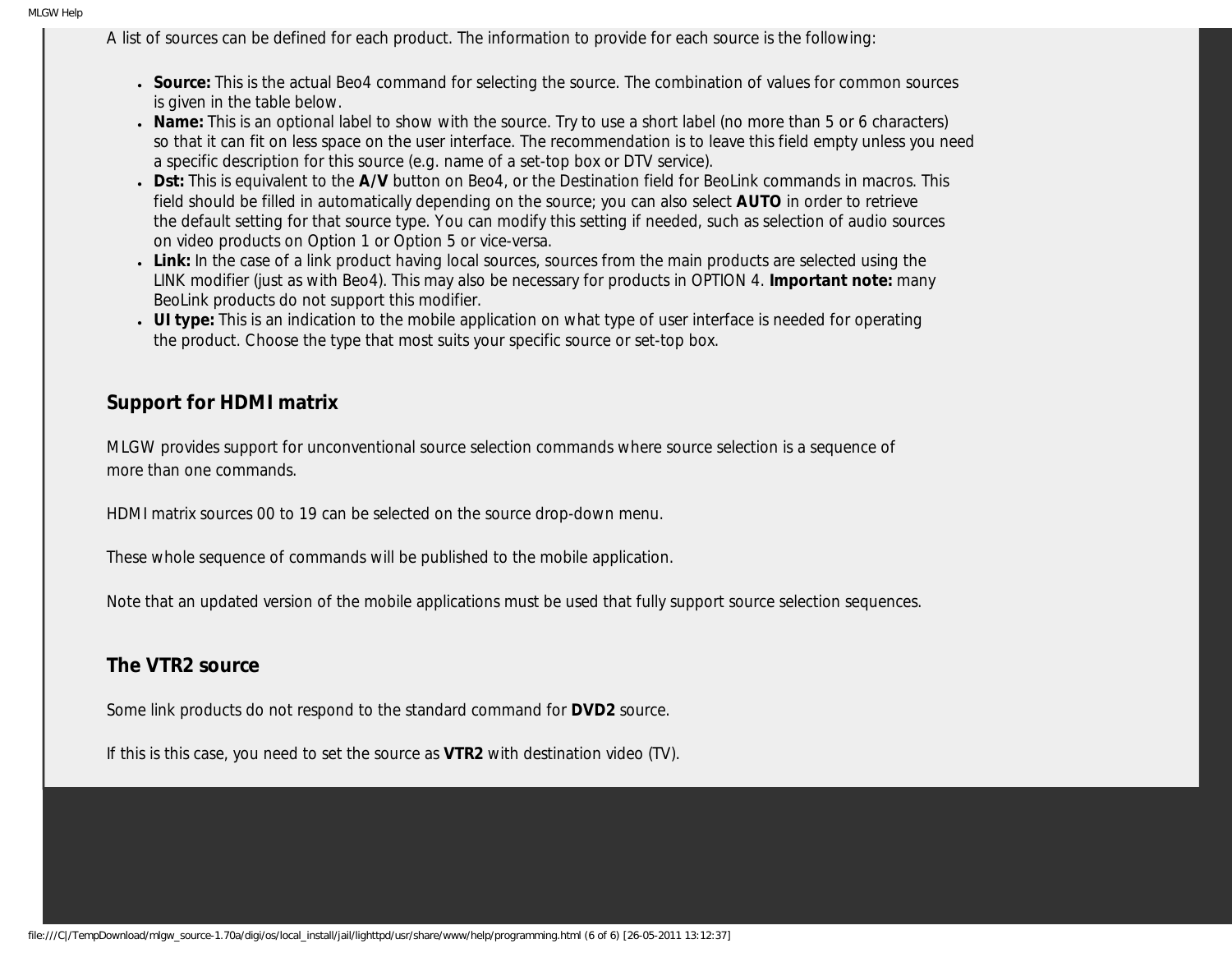A list of sources can be defined for each product. The information to provide for each source is the following:

- **Source:** This is the actual Beo4 command for selecting the source. The combination of values for common sources is given in the table below.
- **Name:** This is an optional label to show with the source. Try to use a short label (no more than 5 or 6 characters) so that it can fit on less space on the user interface. The recommendation is to leave this field empty unless you need a specific description for this source (e.g. name of a set-top box or DTV service).
- **Dst:** This is equivalent to the **A/V** button on Beo4, or the Destination field for BeoLink commands in macros. This field should be filled in automatically depending on the source; you can also select **AUTO** in order to retrieve the default setting for that source type. You can modify this setting if needed, such as selection of audio sources on video products on Option 1 or Option 5 or vice-versa.
- **Link:** In the case of a link product having local sources, sources from the main products are selected using the LINK modifier (just as with Beo4). This may also be necessary for products in OPTION 4. **Important note:** many BeoLink products do not support this modifier.
- **UI type:** This is an indication to the mobile application on what type of user interface is needed for operating the product. Choose the type that most suits your specific source or set-top box.

## Support for HDMI matrix

MLGW provides support for unconventional source selection commands where source selection is a sequence of more than one commands.

HDMI matrix sources 00 to 19 can be selected on the source drop-down menu.

These whole sequence of commands will be published to the mobile application.

Note that an updated version of the mobile applications must be used that fully support source selection sequences.

## The VTR2 source

Some link products do not respond to the standard command for **DVD2** source.

If this is this case, you need to set the source as **VTR2** with destination video (TV).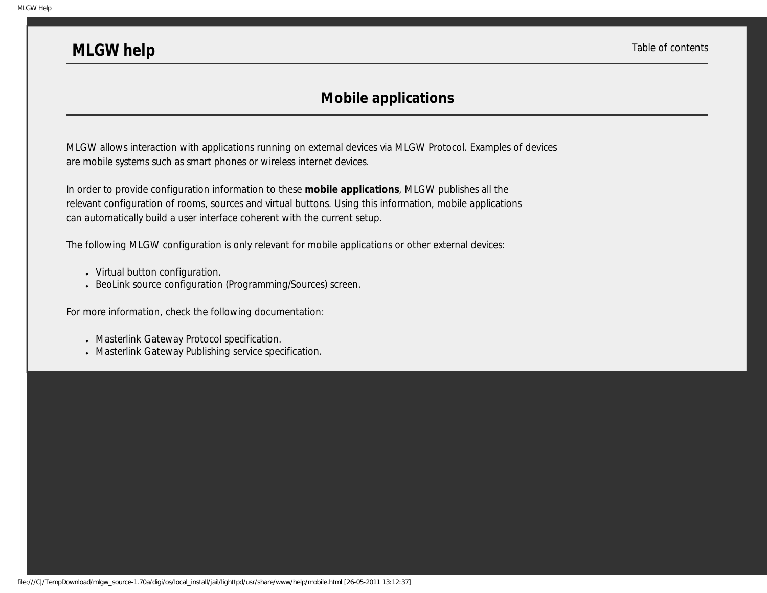# MLGW help

Table of contents

## Mobile applications

MLGW allows interaction with applications running on external devices via MLGW Protocol. Examples of devices are mobile systems such as smart phones or wireless internet devices.

In order to provide configuration information to these **mobile applications**, MLGW publishes all the relevant configuration of rooms, sources and virtual buttons. Using this information, mobile applications can automatically build a user interface coherent with the current setup.

The following MLGW configuration is only relevant for mobile applications or other external devices:

- Virtual button configuration.
- BeoLink source configuration (Programming/Sources) screen.

For more information, check the following documentation:

- Masterlink Gateway Protocol specification.
- Masterlink Gateway Publishing service specification.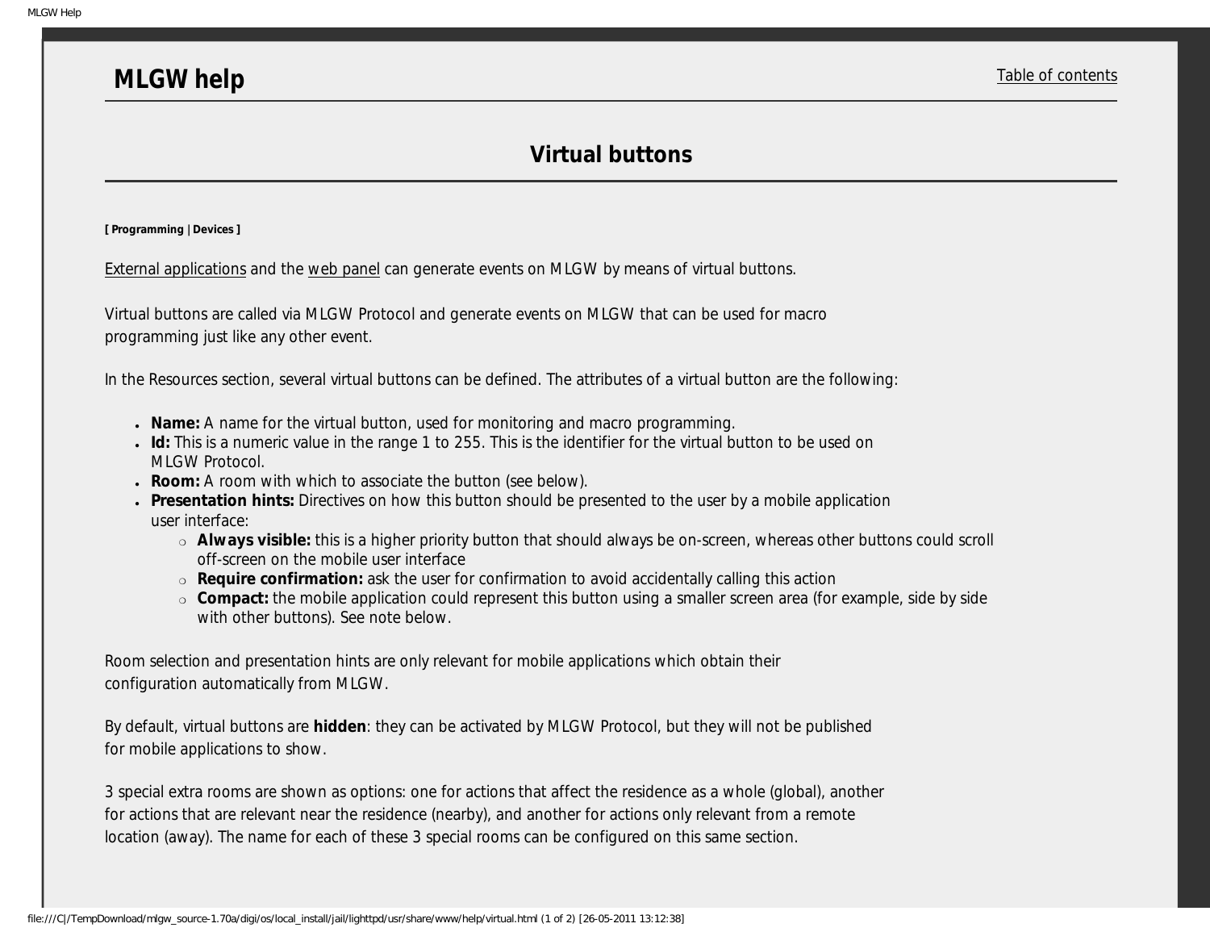# MLGW help

Table of contents

## Virtual buttons

**[ Programming | Devices ]**

External applications and the web panel can generate events on MLGW by means of virtual buttons.

Virtual buttons are called via MLGW Protocol and generate events on MLGW that can be used for macro programming just like any other event.

In the Resources section, several virtual buttons can be defined. The attributes of a virtual button are the following:

- **Name:** A name for the virtual button, used for monitoring and macro programming.
- **Id:** This is a numeric value in the range 1 to 255. This is the identifier for the virtual button to be used on MLGW Protocol.
- **Room:** A room with which to associate the button (see below).
- **Presentation hints:** Directives on how this button should be presented to the user by a mobile application user interface:
  - **Always visible:** this is a higher priority button that should always be on-screen, whereas other buttons could scroll off-screen on the mobile user interface
  - **Require confirmation:** ask the user for confirmation to avoid accidentally calling this action
  - **Compact:** the mobile application could represent this button using a smaller screen area (for example, side by side with other buttons). See note below.

Room selection and presentation hints are only relevant for mobile applications which obtain their configuration automatically from MLGW.

By default, virtual buttons are **hidden**: they can be activated by MLGW Protocol, but they will not be published for mobile applications to show.

3 special extra rooms are shown as options: one for actions that affect the residence as a whole (global), another for actions that are relevant near the residence (nearby), and another for actions only relevant from a remote location (away). The name for each of these 3 special rooms can be configured on this same section.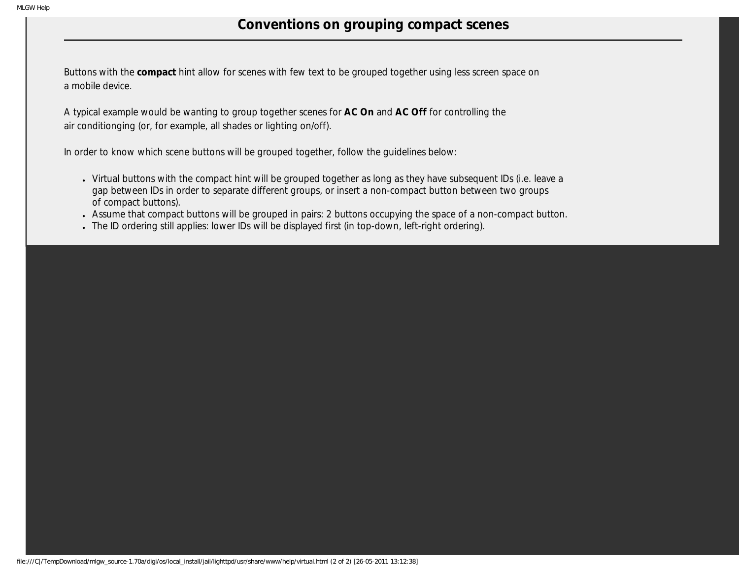## Conventions on grouping compact scenes

Buttons with the **compact** hint allow for scenes with few text to be grouped together using less screen space on a mobile device.

A typical example would be wanting to group together scenes for **AC On** and **AC Off** for controlling the air conditionging (or, for example, all shades or lighting on/off).

In order to know which scene buttons will be grouped together, follow the guidelines below:

- Virtual buttons with the compact hint will be grouped together as long as they have subsequent IDs (i.e. leave a gap between IDs in order to separate different groups, or insert a non-compact button between two groups of compact buttons).
- Assume that compact buttons will be grouped in pairs: 2 buttons occupying the space of a non-compact button.
- The ID ordering still applies: lower IDs will be displayed first (in top-down, left-right ordering).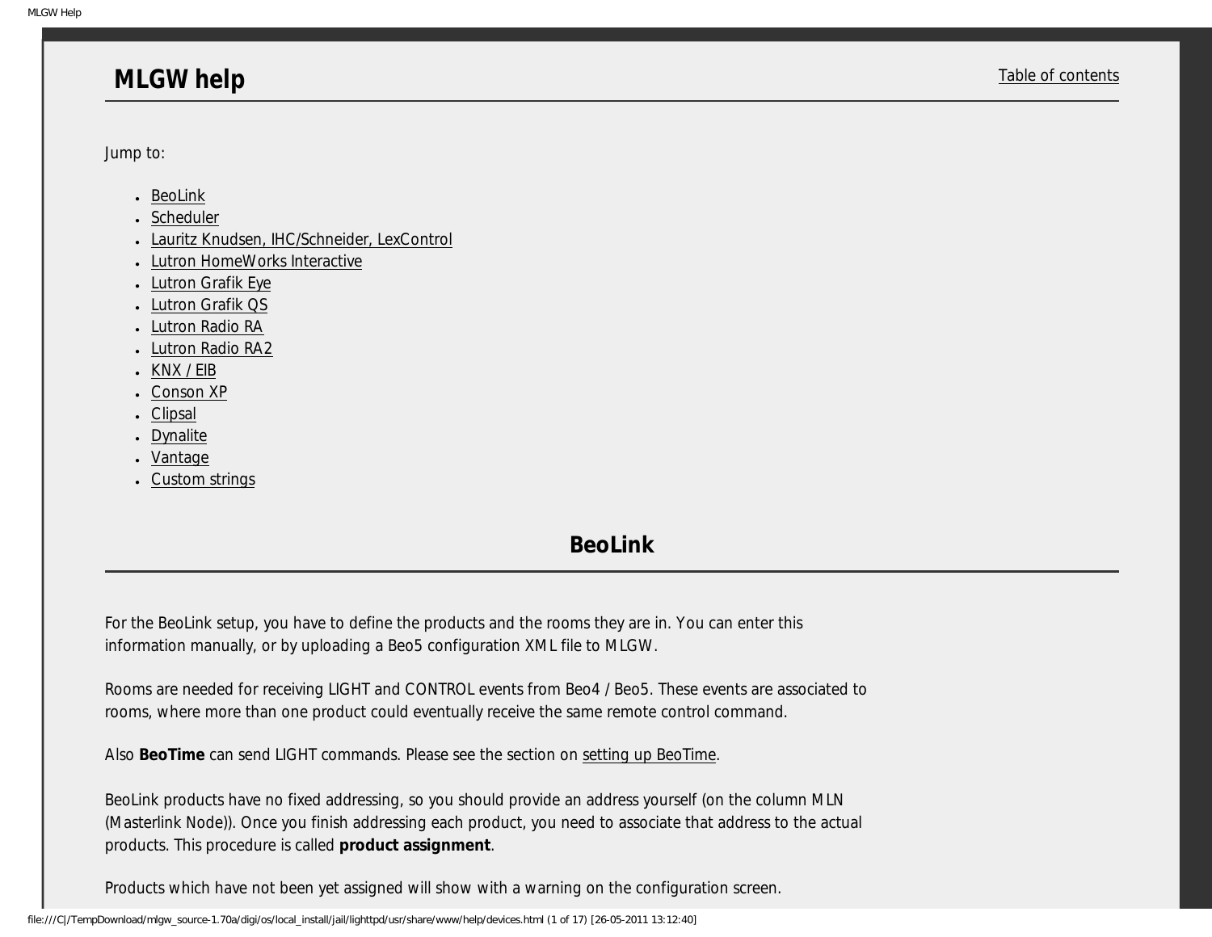# MLGW help

Table of contents

Jump to:

- BeoLink
- Scheduler
- Lauritz Knudsen, IHC/Schneider, LexControl
- Lutron HomeWorks Interactive
- Lutron Grafik Eye
- Lutron Grafik QS
- Lutron Radio RA
- Lutron Radio RA2
- KNX / EIB
- Conson XP
- Clipsal
- Dynalite
- Vantage
- Custom strings

## BeoLink

For the BeoLink setup, you have to define the products and the rooms they are in. You can enter this information manually, or by uploading a Beo5 configuration XML file to MLGW.

Rooms are needed for receiving LIGHT and CONTROL events from Beo4 / Beo5. These events are associated to rooms, where more than one product could eventually receive the same remote control command.

Also **BeoTime** can send LIGHT commands. Please see the section on setting up BeoTime.

BeoLink products have no fixed addressing, so you should provide an address yourself (on the column MLN (Masterlink Node)). Once you finish addressing each product, you need to associate that address to the actual products. This procedure is called **product assignment**.

Products which have not been yet assigned will show with a warning on the configuration screen.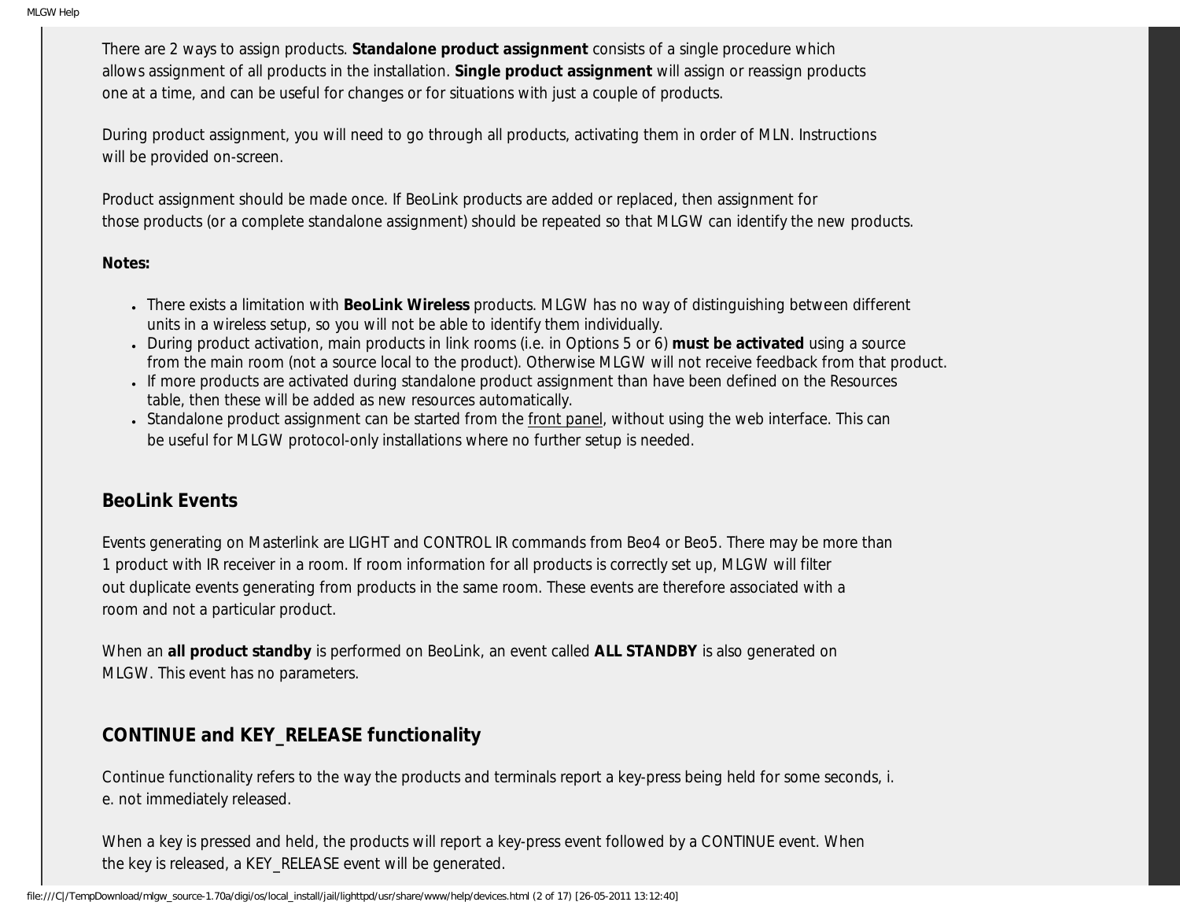There are 2 ways to assign products. **Standalone product assignment** consists of a single procedure which allows assignment of all products in the installation. **Single product assignment** will assign or reassign products one at a time, and can be useful for changes or for situations with just a couple of products.

During product assignment, you will need to go through all products, activating them in order of MLN. Instructions will be provided on-screen.

Product assignment should be made once. If BeoLink products are added or replaced, then assignment for those products (or a complete standalone assignment) should be repeated so that MLGW can identify the new products.

**Notes:**

- There exists a limitation with **BeoLink Wireless** products. MLGW has no way of distinguishing between different units in a wireless setup, so you will not be able to identify them individually.
- During product activation, main products in link rooms (i.e. in Options 5 or 6) **must be activated** using a source from the main room (not a source local to the product). Otherwise MLGW will not receive feedback from that product.
- If more products are activated during standalone product assignment than have been defined on the Resources table, then these will be added as new resources automatically.
- Standalone product assignment can be started from the front panel, without using the web interface. This can be useful for MLGW protocol-only installations where no further setup is needed.

## BeoLink Events

Events generating on Masterlink are LIGHT and CONTROL IR commands from Beo4 or Beo5. There may be more than 1 product with IR receiver in a room. If room information for all products is correctly set up, MLGW will filter out duplicate events generating from products in the same room. These events are therefore associated with a room and not a particular product.

When an **all product standby** is performed on BeoLink, an event called **ALL STANDBY** is also generated on MLGW. This event has no parameters.

## CONTINUE and KEY_RELEASE functionality

Continue functionality refers to the way the products and terminals report a key-press being held for some seconds, i.e. not immediately released.

When a key is pressed and held, the products will report a key-press event followed by a CONTINUE event. When the key is released, a KEY_RELEASE event will be generated.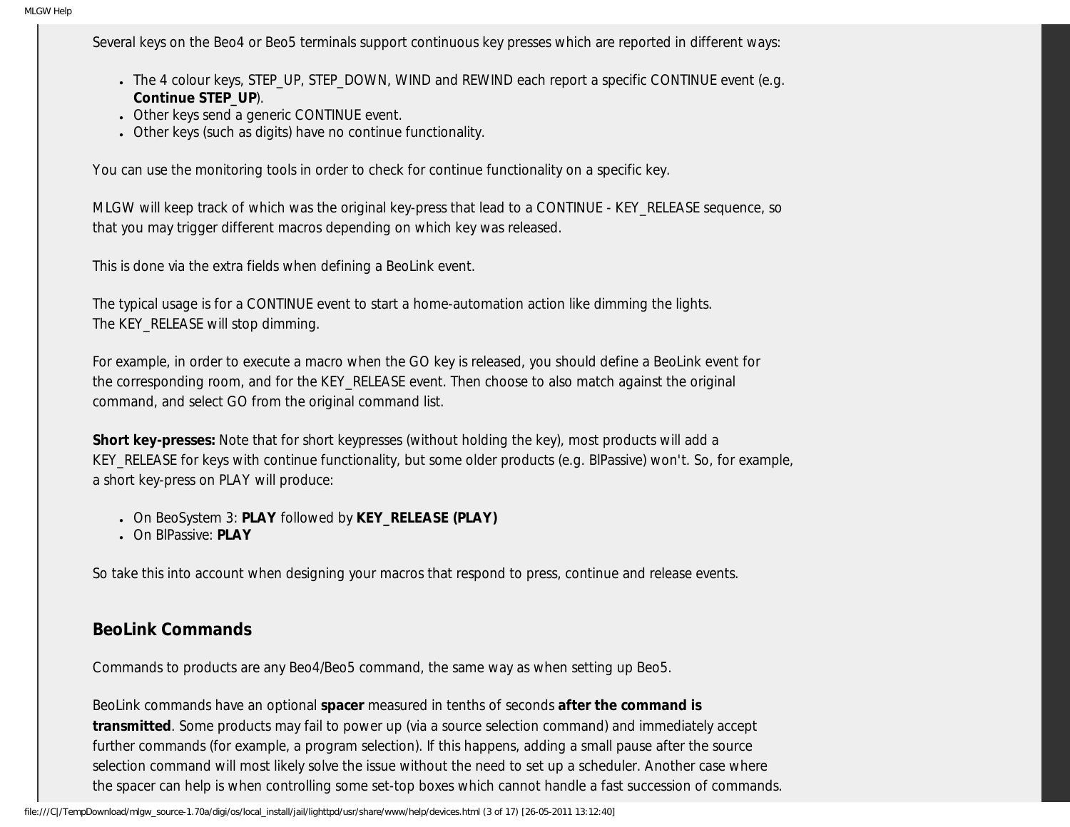Several keys on the Beo4 or Beo5 terminals support continuous key presses which are reported in different ways:

- The 4 colour keys, STEP_UP, STEP_DOWN, WIND and REWIND each report a specific CONTINUE event (e.g. **Continue STEP_UP**).
- Other keys send a generic CONTINUE event.
- Other keys (such as digits) have no continue functionality.

You can use the monitoring tools in order to check for continue functionality on a specific key.

MLGW will keep track of which was the original key-press that lead to a CONTINUE - KEY_RELEASE sequence, so that you may trigger different macros depending on which key was released.

This is done via the extra fields when defining a BeoLink event.

The typical usage is for a CONTINUE event to start a home-automation action like dimming the lights.
The KEY_RELEASE will stop dimming.

For example, in order to execute a macro when the GO key is released, you should define a BeoLink event for the corresponding room, and for the KEY_RELEASE event. Then choose to also match against the original command, and select GO from the original command list.

**Short key-presses:** Note that for short keypresses (without holding the key), most products will add a KEY_RELEASE for keys with continue functionality, but some older products (e.g. BlPassive) won't. So, for example, a short key-press on PLAY will produce:

- On BeoSystem 3: **PLAY** followed by **KEY_RELEASE (PLAY)**
- On BlPassive: **PLAY**

So take this into account when designing your macros that respond to press, continue and release events.

## BeoLink Commands

Commands to products are any Beo4/Beo5 command, the same way as when setting up Beo5.

BeoLink commands have an optional **spacer** measured in tenths of seconds **after the command is transmitted**. Some products may fail to power up (via a source selection command) and immediately accept further commands (for example, a program selection). If this happens, adding a small pause after the source selection command will most likely solve the issue without the need to set up a scheduler. Another case where the spacer can help is when controlling some set-top boxes which cannot handle a fast succession of commands.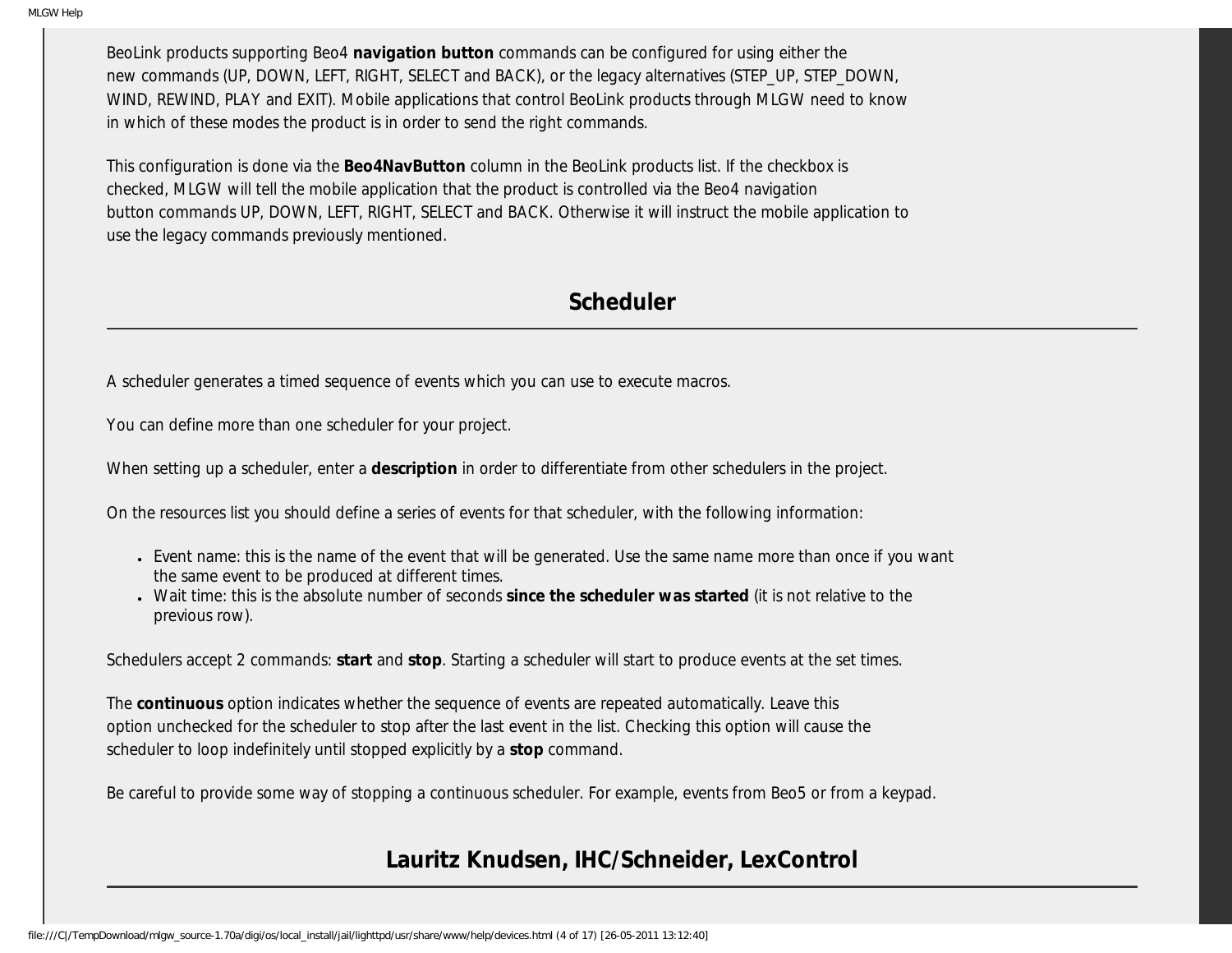BeoLink products supporting Beo4 **navigation button** commands can be configured for using either the new commands (UP, DOWN, LEFT, RIGHT, SELECT and BACK), or the legacy alternatives (STEP_UP, STEP_DOWN, WIND, REWIND, PLAY and EXIT). Mobile applications that control BeoLink products through MLGW need to know in which of these modes the product is in order to send the right commands.

This configuration is done via the **Beo4NavButton** column in the BeoLink products list. If the checkbox is checked, MLGW will tell the mobile application that the product is controlled via the Beo4 navigation button commands UP, DOWN, LEFT, RIGHT, SELECT and BACK. Otherwise it will instruct the mobile application to use the legacy commands previously mentioned.

## Scheduler

A scheduler generates a timed sequence of events which you can use to execute macros.

You can define more than one scheduler for your project.

When setting up a scheduler, enter a **description** in order to differentiate from other schedulers in the project.

On the resources list you should define a series of events for that scheduler, with the following information:

- Event name: this is the name of the event that will be generated. Use the same name more than once if you want the same event to be produced at different times.
- Wait time: this is the absolute number of seconds **since the scheduler was started** (it is not relative to the previous row).

Schedulers accept 2 commands: **start** and **stop**. Starting a scheduler will start to produce events at the set times.

The **continuous** option indicates whether the sequence of events are repeated automatically. Leave this option unchecked for the scheduler to stop after the last event in the list. Checking this option will cause the scheduler to loop indefinitely until stopped explicitly by a **stop** command.

Be careful to provide some way of stopping a continuous scheduler. For example, events from Beo5 or from a keypad.

## Lauritz Knudsen, IHC/Schneider, LexControl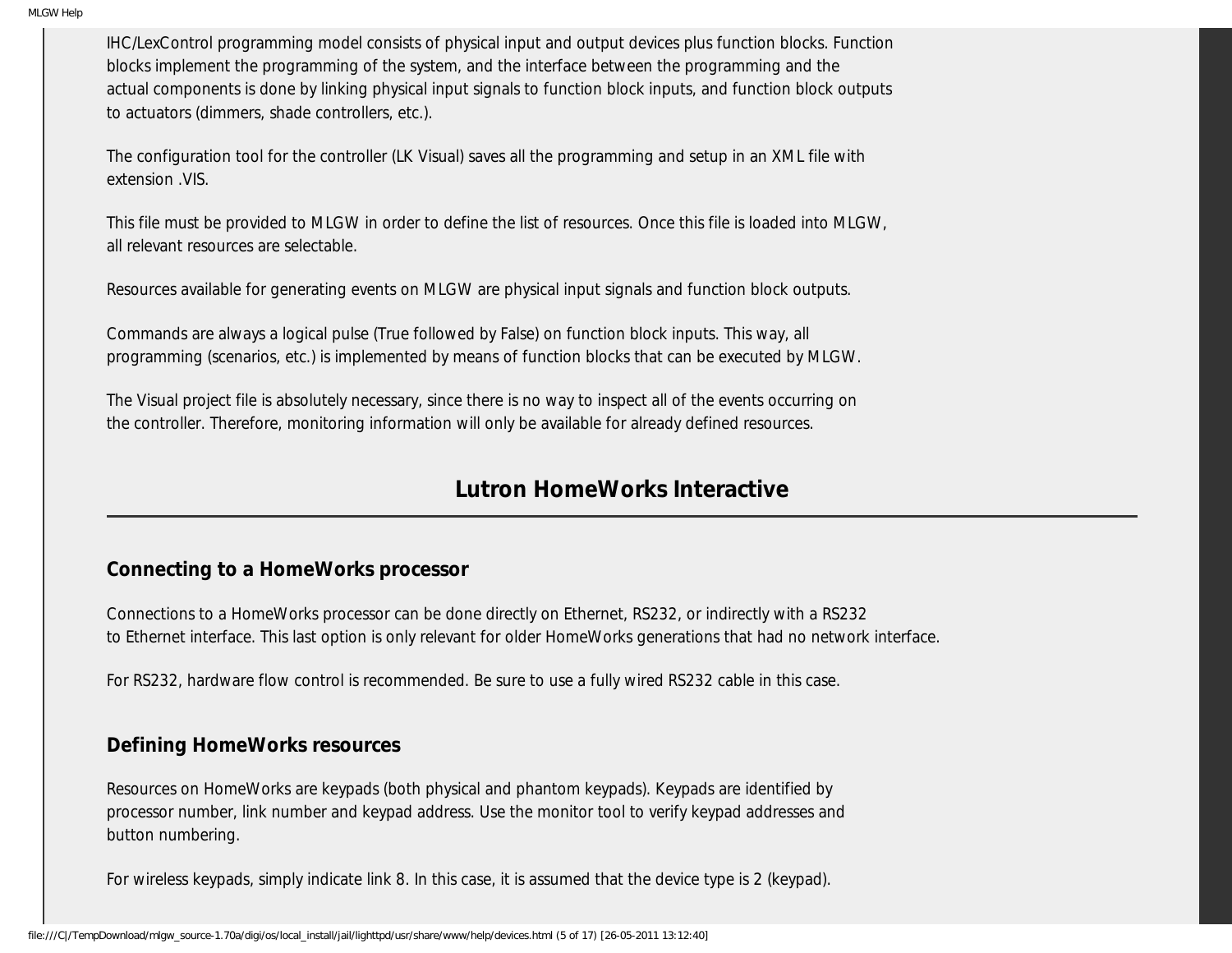IHC/LexControl programming model consists of physical input and output devices plus function blocks. Function blocks implement the programming of the system, and the interface between the programming and the actual components is done by linking physical input signals to function block inputs, and function block outputs to actuators (dimmers, shade controllers, etc.).

The configuration tool for the controller (LK Visual) saves all the programming and setup in an XML file with extension .VIS.

This file must be provided to MLGW in order to define the list of resources. Once this file is loaded into MLGW, all relevant resources are selectable.

Resources available for generating events on MLGW are physical input signals and function block outputs.

Commands are always a logical pulse (True followed by False) on function block inputs. This way, all programming (scenarios, etc.) is implemented by means of function blocks that can be executed by MLGW.

The Visual project file is absolutely necessary, since there is no way to inspect all of the events occurring on the controller. Therefore, monitoring information will only be available for already defined resources.

## Lutron HomeWorks Interactive

### Connecting to a HomeWorks processor

Connections to a HomeWorks processor can be done directly on Ethernet, RS232, or indirectly with a RS232 to Ethernet interface. This last option is only relevant for older HomeWorks generations that had no network interface.

For RS232, hardware flow control is recommended. Be sure to use a fully wired RS232 cable in this case.

### Defining HomeWorks resources

Resources on HomeWorks are keypads (both physical and phantom keypads). Keypads are identified by processor number, link number and keypad address. Use the monitor tool to verify keypad addresses and button numbering.

For wireless keypads, simply indicate link 8. In this case, it is assumed that the device type is 2 (keypad).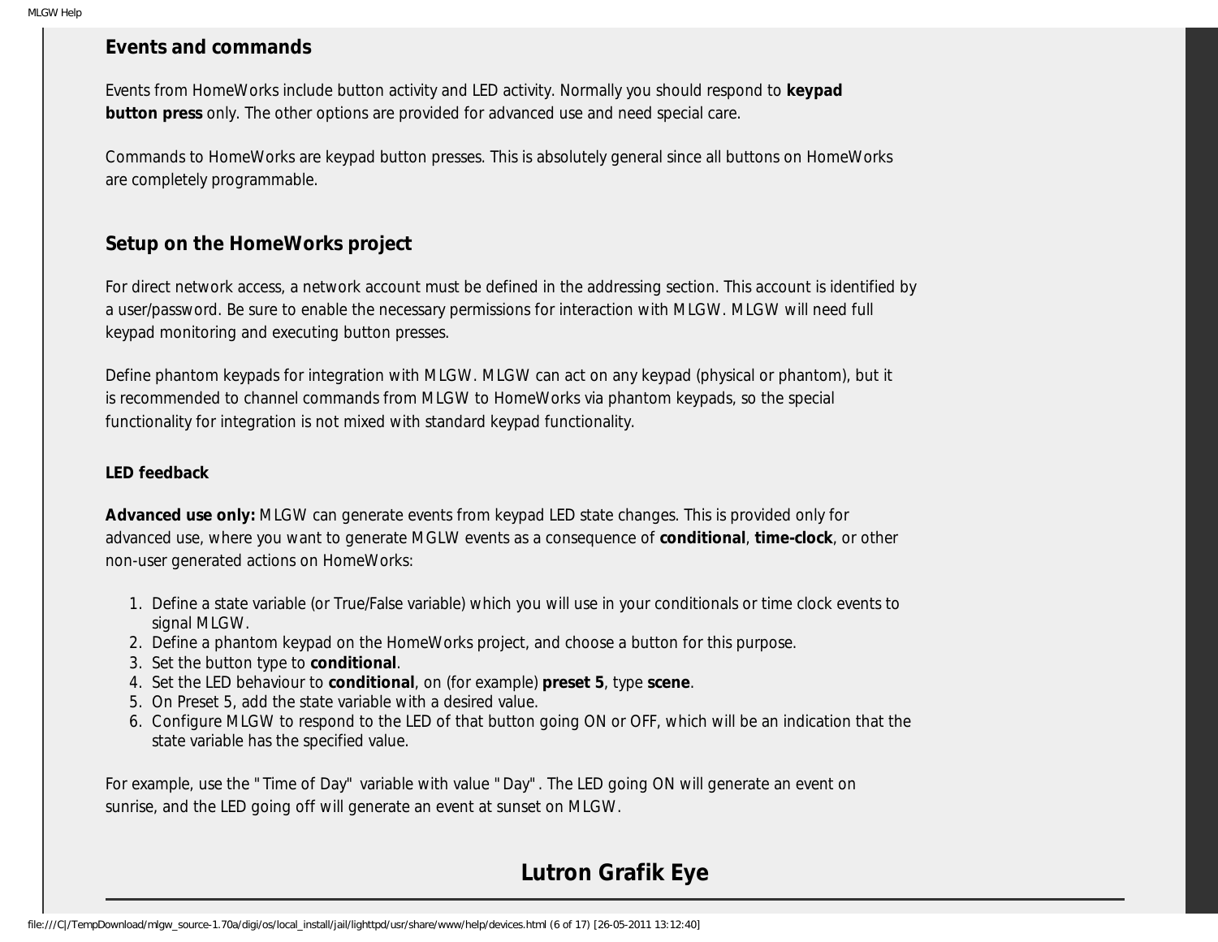### Events and commands

Events from HomeWorks include button activity and LED activity. Normally you should respond to **keypad button press** only. The other options are provided for advanced use and need special care.

Commands to HomeWorks are keypad button presses. This is absolutely general since all buttons on HomeWorks are completely programmable.

### Setup on the HomeWorks project

For direct network access, a network account must be defined in the addressing section. This account is identified by a user/password. Be sure to enable the necessary permissions for interaction with MLGW. MLGW will need full keypad monitoring and executing button presses.

Define phantom keypads for integration with MLGW. MLGW can act on any keypad (physical or phantom), but it is recommended to channel commands from MLGW to HomeWorks via phantom keypads, so the special functionality for integration is not mixed with standard keypad functionality.

#### LED feedback

**Advanced use only:** MLGW can generate events from keypad LED state changes. This is provided only for advanced use, where you want to generate MGLW events as a consequence of **conditional**, **time-clock**, or other non-user generated actions on HomeWorks:

1. Define a state variable (or True/False variable) which you will use in your conditionals or time clock events to signal MLGW.
2. Define a phantom keypad on the HomeWorks project, and choose a button for this purpose.
3. Set the button type to **conditional**.
4. Set the LED behaviour to **conditional**, on (for example) **preset 5**, type **scene**.
5. On Preset 5, add the state variable with a desired value.
6. Configure MLGW to respond to the LED of that button going ON or OFF, which will be an indication that the state variable has the specified value.

For example, use the "Time of Day" variable with value "Day". The LED going ON will generate an event on sunrise, and the LED going off will generate an event at sunset on MLGW.

## Lutron Grafik Eye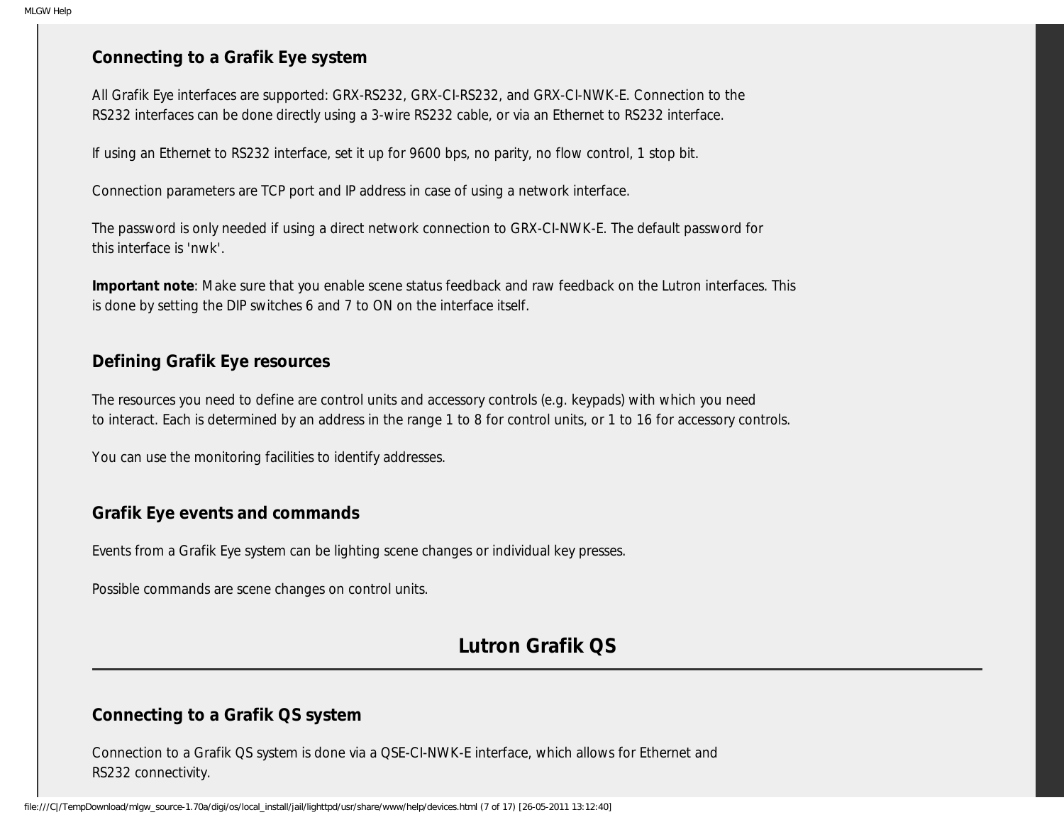### Connecting to a Grafik Eye system

All Grafik Eye interfaces are supported: GRX-RS232, GRX-CI-RS232, and GRX-CI-NWK-E. Connection to the RS232 interfaces can be done directly using a 3-wire RS232 cable, or via an Ethernet to RS232 interface.

If using an Ethernet to RS232 interface, set it up for 9600 bps, no parity, no flow control, 1 stop bit.

Connection parameters are TCP port and IP address in case of using a network interface.

The password is only needed if using a direct network connection to GRX-CI-NWK-E. The default password for this interface is 'nwk'.

**Important note**: Make sure that you enable scene status feedback and raw feedback on the Lutron interfaces. This is done by setting the DIP switches 6 and 7 to ON on the interface itself.

### Defining Grafik Eye resources

The resources you need to define are control units and accessory controls (e.g. keypads) with which you need to interact. Each is determined by an address in the range 1 to 8 for control units, or 1 to 16 for accessory controls.

You can use the monitoring facilities to identify addresses.

### Grafik Eye events and commands

Events from a Grafik Eye system can be lighting scene changes or individual key presses.

Possible commands are scene changes on control units.

## Lutron Grafik QS

### Connecting to a Grafik QS system

Connection to a Grafik QS system is done via a QSE-CI-NWK-E interface, which allows for Ethernet and RS232 connectivity.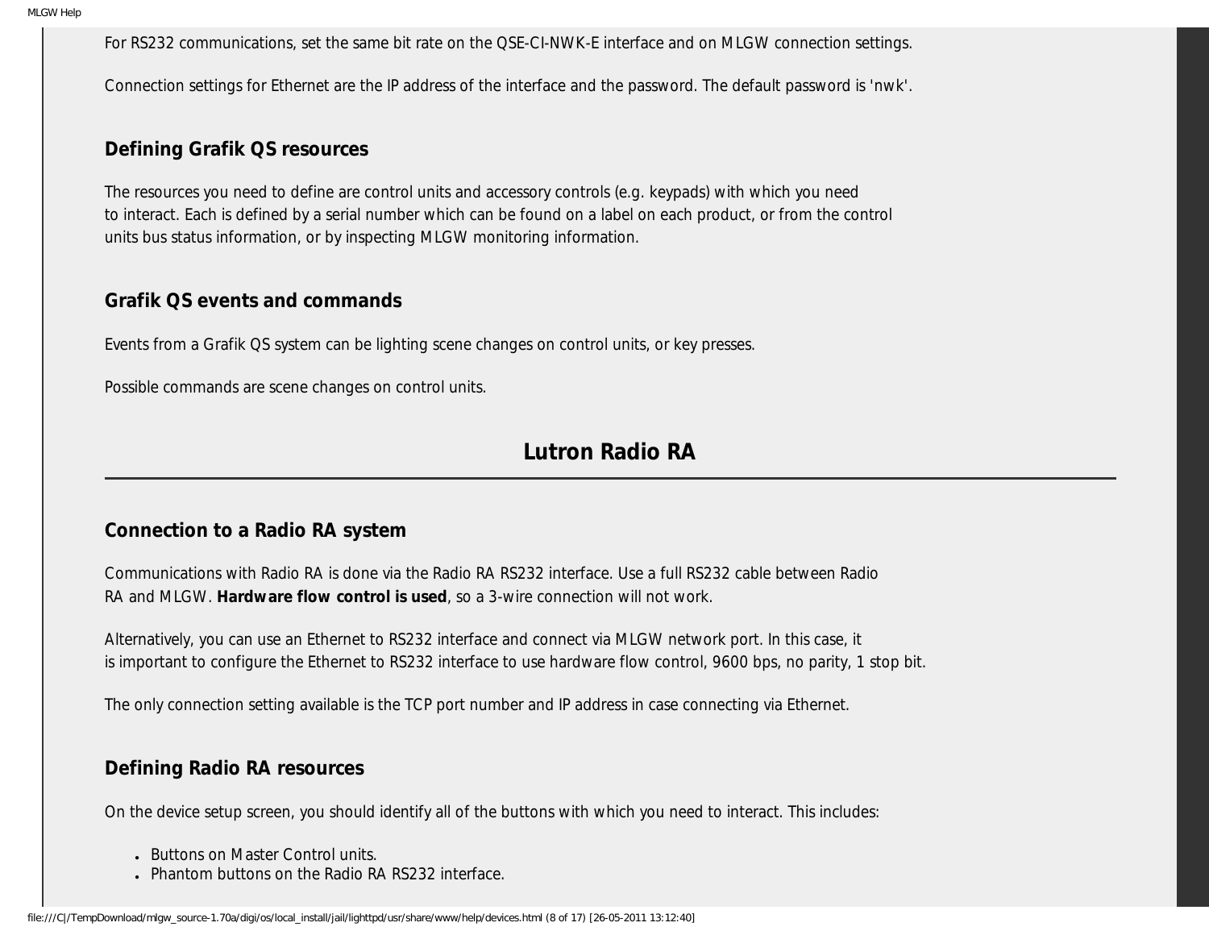For RS232 communications, set the same bit rate on the QSE-CI-NWK-E interface and on MLGW connection settings.

Connection settings for Ethernet are the IP address of the interface and the password. The default password is 'nwk'.

### Defining Grafik QS resources

The resources you need to define are control units and accessory controls (e.g. keypads) with which you need to interact. Each is defined by a serial number which can be found on a label on each product, or from the control units bus status information, or by inspecting MLGW monitoring information.

### Grafik QS events and commands

Events from a Grafik QS system can be lighting scene changes on control units, or key presses.

Possible commands are scene changes on control units.

## Lutron Radio RA

### Connection to a Radio RA system

Communications with Radio RA is done via the Radio RA RS232 interface. Use a full RS232 cable between Radio RA and MLGW. **Hardware flow control is used**, so a 3-wire connection will not work.

Alternatively, you can use an Ethernet to RS232 interface and connect via MLGW network port. In this case, it is important to configure the Ethernet to RS232 interface to use hardware flow control, 9600 bps, no parity, 1 stop bit.

The only connection setting available is the TCP port number and IP address in case connecting via Ethernet.

### Defining Radio RA resources

On the device setup screen, you should identify all of the buttons with which you need to interact. This includes:

- Buttons on Master Control units.
- Phantom buttons on the Radio RA RS232 interface.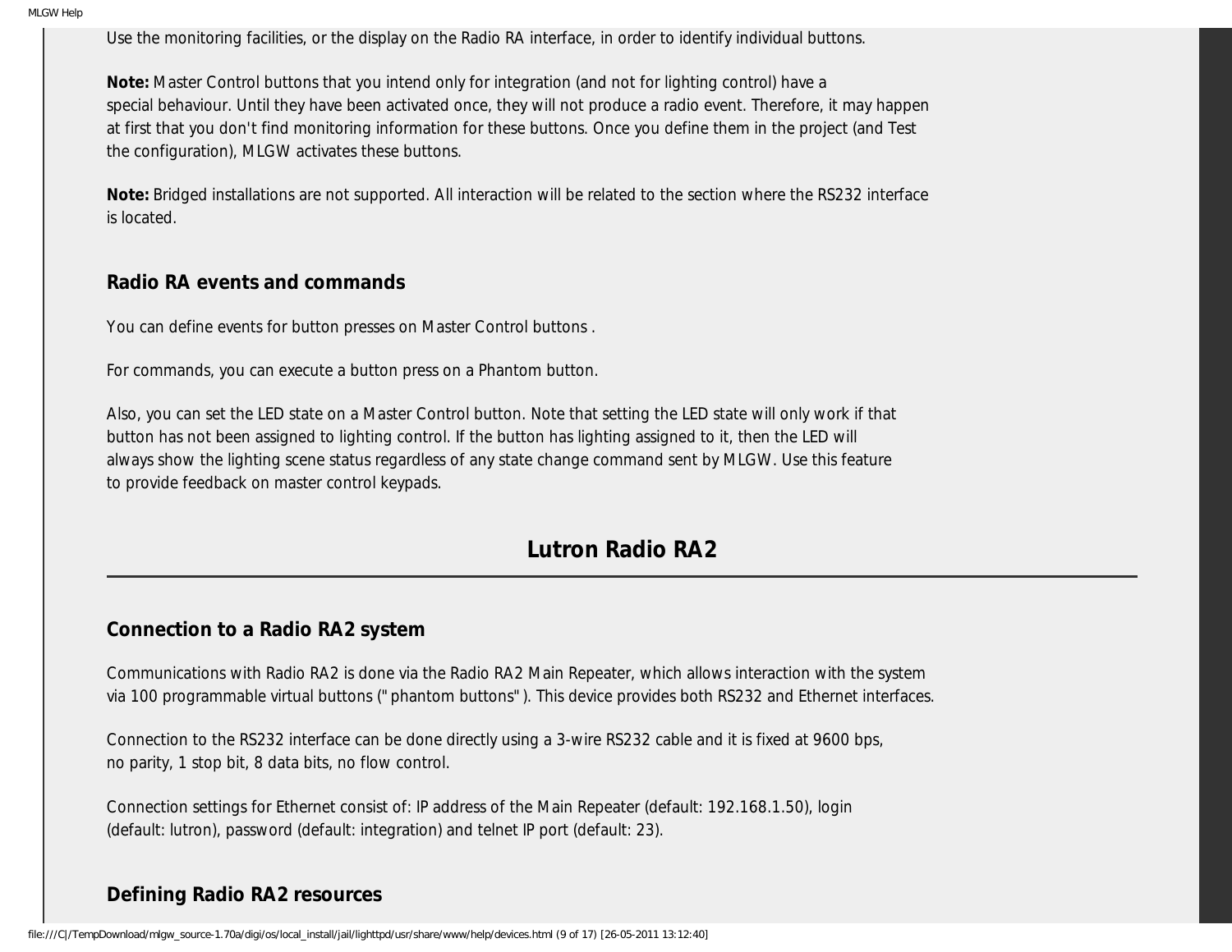Use the monitoring facilities, or the display on the Radio RA interface, in order to identify individual buttons.

**Note:** Master Control buttons that you intend only for integration (and not for lighting control) have a special behaviour. Until they have been activated once, they will not produce a radio event. Therefore, it may happen at first that you don't find monitoring information for these buttons. Once you define them in the project (and Test the configuration), MLGW activates these buttons.

**Note:** Bridged installations are not supported. All interaction will be related to the section where the RS232 interface is located.

### Radio RA events and commands

You can define events for button presses on Master Control buttons .

For commands, you can execute a button press on a Phantom button.

Also, you can set the LED state on a Master Control button. Note that setting the LED state will only work if that button has not been assigned to lighting control. If the button has lighting assigned to it, then the LED will always show the lighting scene status regardless of any state change command sent by MLGW. Use this feature to provide feedback on master control keypads.

## Lutron Radio RA2

### Connection to a Radio RA2 system

Communications with Radio RA2 is done via the Radio RA2 Main Repeater, which allows interaction with the system via 100 programmable virtual buttons ("phantom buttons"). This device provides both RS232 and Ethernet interfaces.

Connection to the RS232 interface can be done directly using a 3-wire RS232 cable and it is fixed at 9600 bps, no parity, 1 stop bit, 8 data bits, no flow control.

Connection settings for Ethernet consist of: IP address of the Main Repeater (default: 192.168.1.50), login (default: lutron), password (default: integration) and telnet IP port (default: 23).

### Defining Radio RA2 resources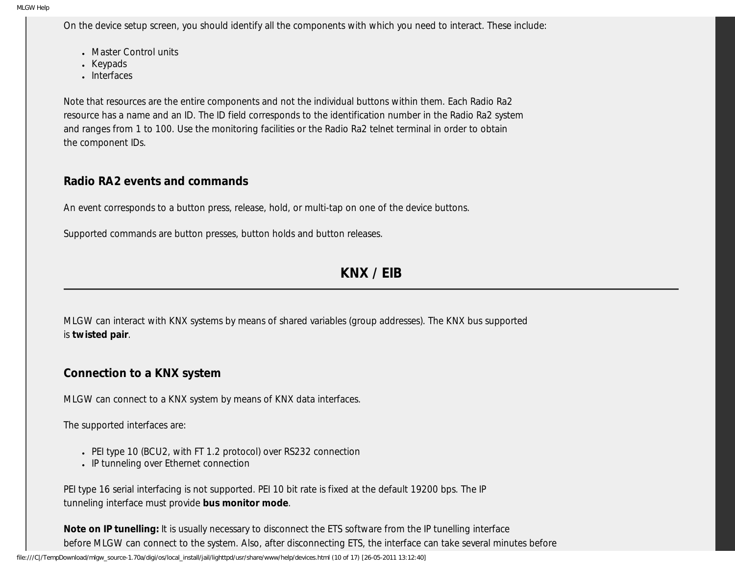On the device setup screen, you should identify all the components with which you need to interact. These include:

- Master Control units
- Keypads
- Interfaces

Note that resources are the entire components and not the individual buttons within them. Each Radio Ra2 resource has a name and an ID. The ID field corresponds to the identification number in the Radio Ra2 system and ranges from 1 to 100. Use the monitoring facilities or the Radio Ra2 telnet terminal in order to obtain the component IDs.

### Radio RA2 events and commands

An event corresponds to a button press, release, hold, or multi-tap on one of the device buttons.

Supported commands are button presses, button holds and button releases.

## KNX / EIB

---

MLGW can interact with KNX systems by means of shared variables (group addresses). The KNX bus supported is **twisted pair**.

### Connection to a KNX system

MLGW can connect to a KNX system by means of KNX data interfaces.

The supported interfaces are:

- PEI type 10 (BCU2, with FT 1.2 protocol) over RS232 connection
- IP tunneling over Ethernet connection

PEI type 16 serial interfacing is not supported. PEI 10 bit rate is fixed at the default 19200 bps. The IP tunneling interface must provide **bus monitor mode**.

**Note on IP tunelling:** It is usually necessary to disconnect the ETS software from the IP tunelling interface before MLGW can connect to the system. Also, after disconnecting ETS, the interface can take several minutes before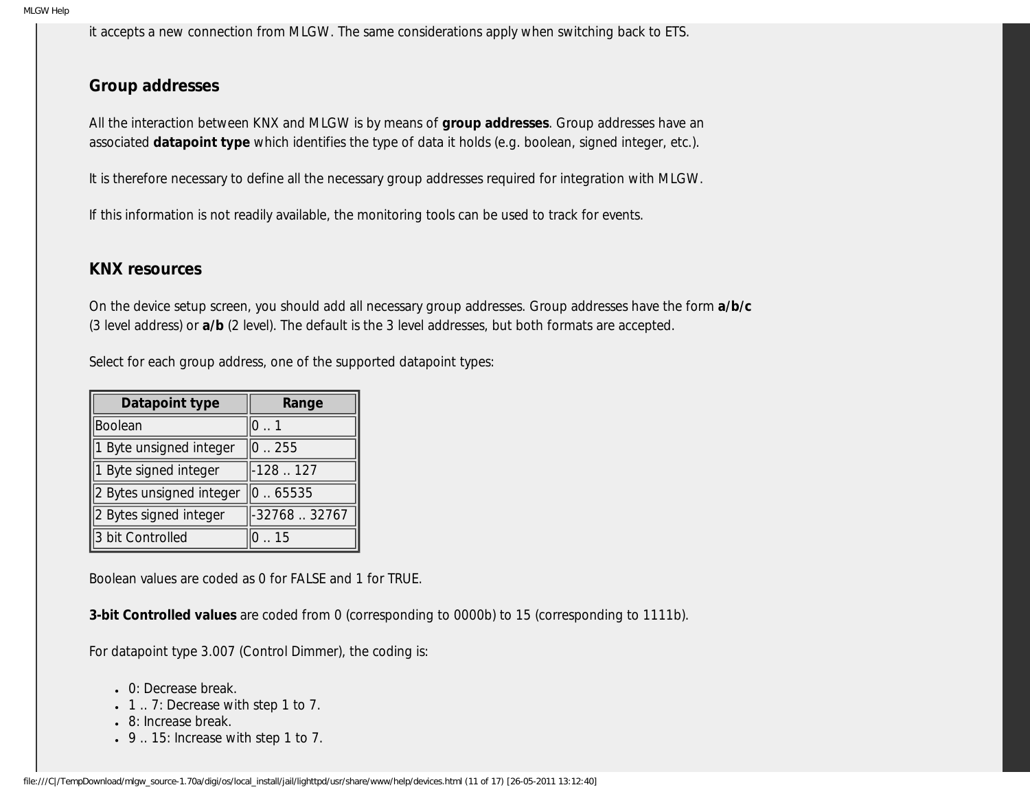it accepts a new connection from MLGW. The same considerations apply when switching back to ETS.

## Group addresses

All the interaction between KNX and MLGW is by means of **group addresses**. Group addresses have an associated **datapoint type** which identifies the type of data it holds (e.g. boolean, signed integer, etc.).

It is therefore necessary to define all the necessary group addresses required for integration with MLGW.

If this information is not readily available, the monitoring tools can be used to track for events.

## KNX resources

On the device setup screen, you should add all necessary group addresses. Group addresses have the form **a/b/c** (3 level address) or **a/b** (2 level). The default is the 3 level addresses, but both formats are accepted.

Select for each group address, one of the supported datapoint types:

| Datapoint type | Range |
|---|---|
| Boolean | 0 .. 1 |
| 1 Byte unsigned integer | 0 .. 255 |
| 1 Byte signed integer | -128 .. 127 |
| 2 Bytes unsigned integer | 0 .. 65535 |
| 2 Bytes signed integer | -32768 .. 32767 |
| 3 bit Controlled | 0 .. 15 |

Boolean values are coded as 0 for FALSE and 1 for TRUE.

**3-bit Controlled values** are coded from 0 (corresponding to 0000b) to 15 (corresponding to 1111b).

For datapoint type 3.007 (Control Dimmer), the coding is:

- 0: Decrease break.
- 1 .. 7: Decrease with step 1 to 7.
- 8: Increase break.
- 9 .. 15: Increase with step 1 to 7.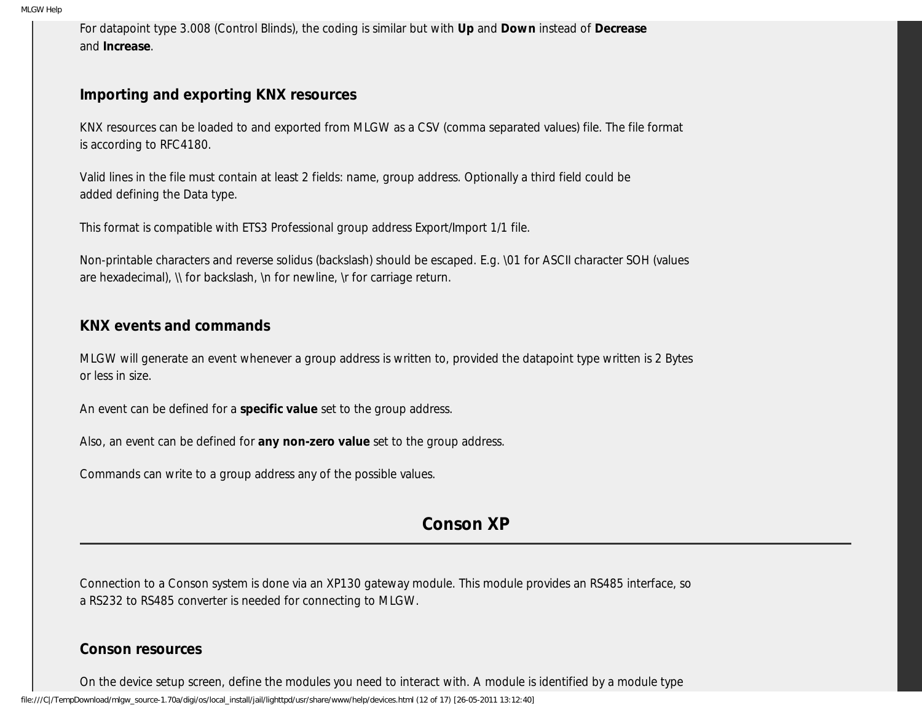For datapoint type 3.008 (Control Blinds), the coding is similar but with **Up** and **Down** instead of **Decrease** and **Increase**.

### Importing and exporting KNX resources

KNX resources can be loaded to and exported from MLGW as a CSV (comma separated values) file. The file format is according to RFC4180.

Valid lines in the file must contain at least 2 fields: name, group address. Optionally a third field could be added defining the Data type.

This format is compatible with ETS3 Professional group address Export/Import 1/1 file.

Non-printable characters and reverse solidus (backslash) should be escaped. E.g. \01 for ASCII character SOH (values are hexadecimal), \\ for backslash, \n for newline, \r for carriage return.

### KNX events and commands

MLGW will generate an event whenever a group address is written to, provided the datapoint type written is 2 Bytes or less in size.

An event can be defined for a **specific value** set to the group address.

Also, an event can be defined for **any non-zero value** set to the group address.

Commands can write to a group address any of the possible values.

## Conson XP

Connection to a Conson system is done via an XP130 gateway module. This module provides an RS485 interface, so a RS232 to RS485 converter is needed for connecting to MLGW.

### Conson resources

On the device setup screen, define the modules you need to interact with. A module is identified by a module type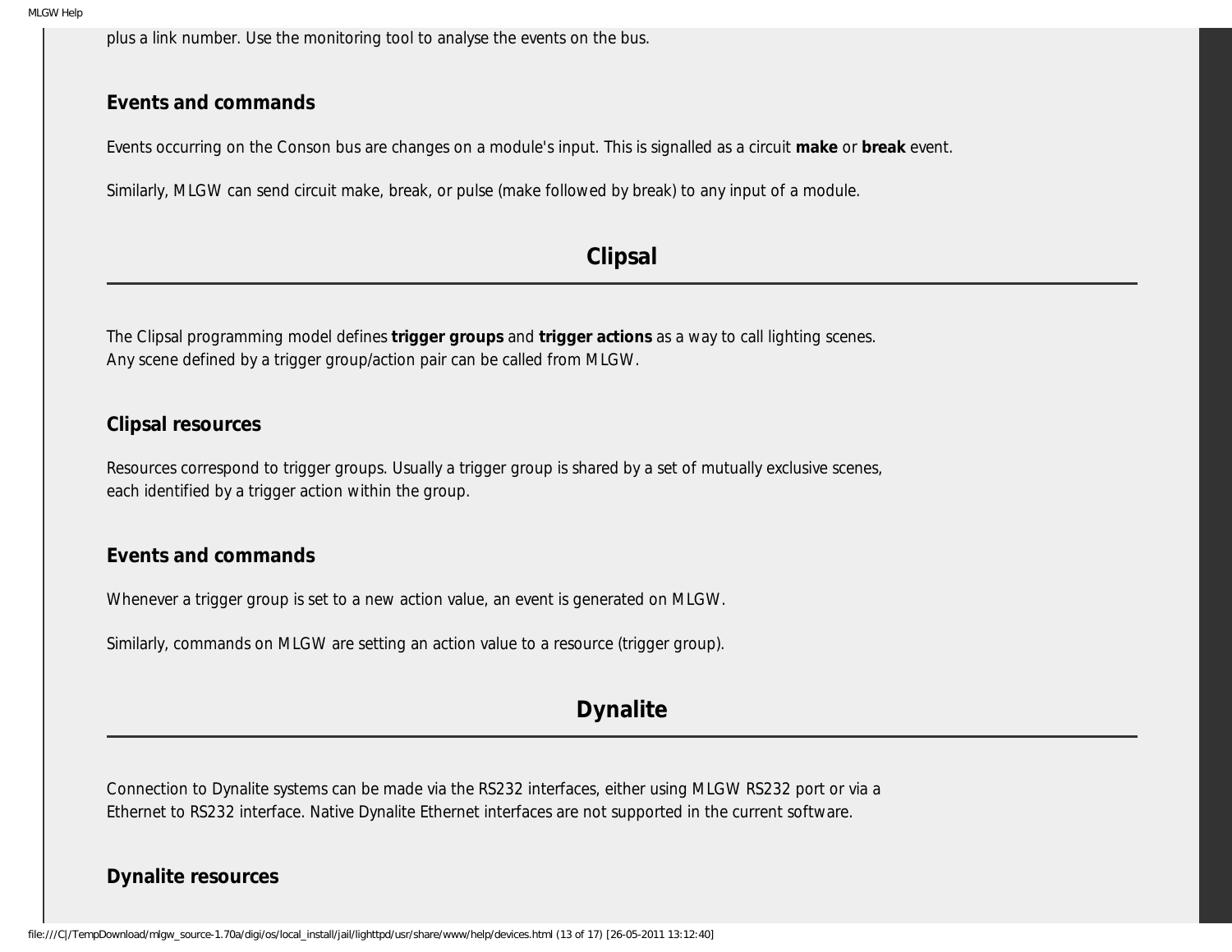plus a link number. Use the monitoring tool to analyse the events on the bus.

### Events and commands

Events occurring on the Conson bus are changes on a module's input. This is signalled as a circuit **make** or **break** event.

Similarly, MLGW can send circuit make, break, or pulse (make followed by break) to any input of a module.

## Clipsal

The Clipsal programming model defines **trigger groups** and **trigger actions** as a way to call lighting scenes. Any scene defined by a trigger group/action pair can be called from MLGW.

### Clipsal resources

Resources correspond to trigger groups. Usually a trigger group is shared by a set of mutually exclusive scenes, each identified by a trigger action within the group.

### Events and commands

Whenever a trigger group is set to a new action value, an event is generated on MLGW.

Similarly, commands on MLGW are setting an action value to a resource (trigger group).

## Dynalite

Connection to Dynalite systems can be made via the RS232 interfaces, either using MLGW RS232 port or via a Ethernet to RS232 interface. Native Dynalite Ethernet interfaces are not supported in the current software.

### Dynalite resources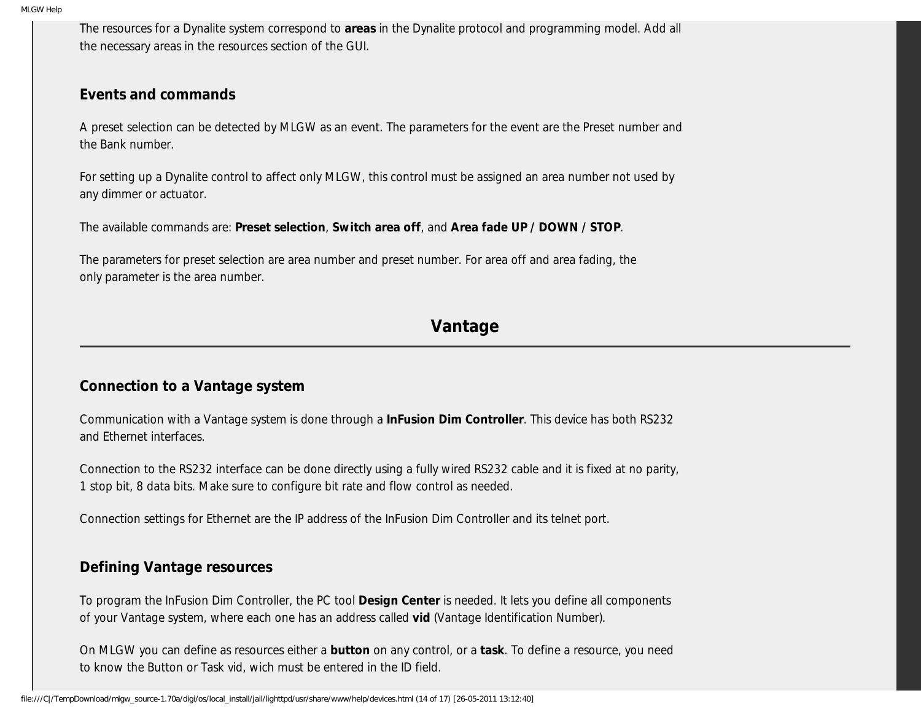The resources for a Dynalite system correspond to **areas** in the Dynalite protocol and programming model. Add all the necessary areas in the resources section of the GUI.

### Events and commands

A preset selection can be detected by MLGW as an event. The parameters for the event are the Preset number and the Bank number.

For setting up a Dynalite control to affect only MLGW, this control must be assigned an area number not used by any dimmer or actuator.

The available commands are: **Preset selection**, **Switch area off**, and **Area fade UP / DOWN / STOP**.

The parameters for preset selection are area number and preset number. For area off and area fading, the only parameter is the area number.

## Vantage

### Connection to a Vantage system

Communication with a Vantage system is done through a **InFusion Dim Controller**. This device has both RS232 and Ethernet interfaces.

Connection to the RS232 interface can be done directly using a fully wired RS232 cable and it is fixed at no parity, 1 stop bit, 8 data bits. Make sure to configure bit rate and flow control as needed.

Connection settings for Ethernet are the IP address of the InFusion Dim Controller and its telnet port.

### Defining Vantage resources

To program the InFusion Dim Controller, the PC tool **Design Center** is needed. It lets you define all components of your Vantage system, where each one has an address called **vid** (Vantage Identification Number).

On MLGW you can define as resources either a **button** on any control, or a **task**. To define a resource, you need to know the Button or Task vid, wich must be entered in the ID field.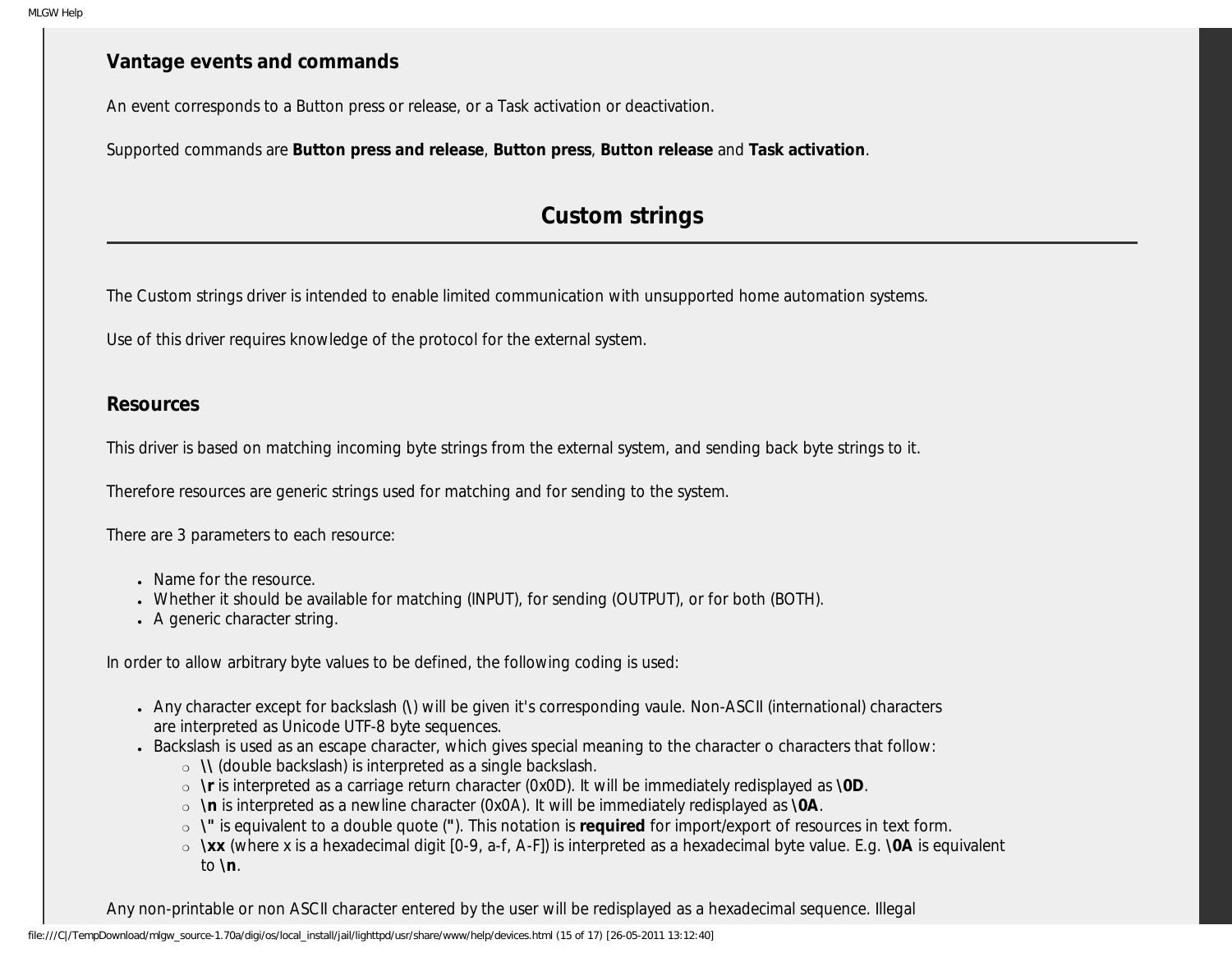### Vantage events and commands

An event corresponds to a Button press or release, or a Task activation or deactivation.

Supported commands are **Button press and release**, **Button press**, **Button release** and **Task activation**.

## Custom strings

The Custom strings driver is intended to enable limited communication with unsupported home automation systems.

Use of this driver requires knowledge of the protocol for the external system.

### Resources

This driver is based on matching incoming byte strings from the external system, and sending back byte strings to it.

Therefore resources are generic strings used for matching and for sending to the system.

There are 3 parameters to each resource:

- Name for the resource.
- Whether it should be available for matching (INPUT), for sending (OUTPUT), or for both (BOTH).
- A generic character string.

In order to allow arbitrary byte values to be defined, the following coding is used:

- Any character except for backslash (**\**) will be given it's corresponding vaule. Non-ASCII (international) characters are interpreted as Unicode UTF-8 byte sequences.
- Backslash is used as an escape character, which gives special meaning to the character o characters that follow:
  - **\\** (double backslash) is interpreted as a single backslash.
  - **\r** is interpreted as a carriage return character (0x0D). It will be immediately redisplayed as **\0D**.
  - **\n** is interpreted as a newline character (0x0A). It will be immediately redisplayed as **\0A**.
  - **\"** is equivalent to a double quote (**"**). This notation is **required** for import/export of resources in text form.
  - **\xx** (where x is a hexadecimal digit [0-9, a-f, A-F]) is interpreted as a hexadecimal byte value. E.g. **\0A** is equivalent to **\n**.

Any non-printable or non ASCII character entered by the user will be redisplayed as a hexadecimal sequence. Illegal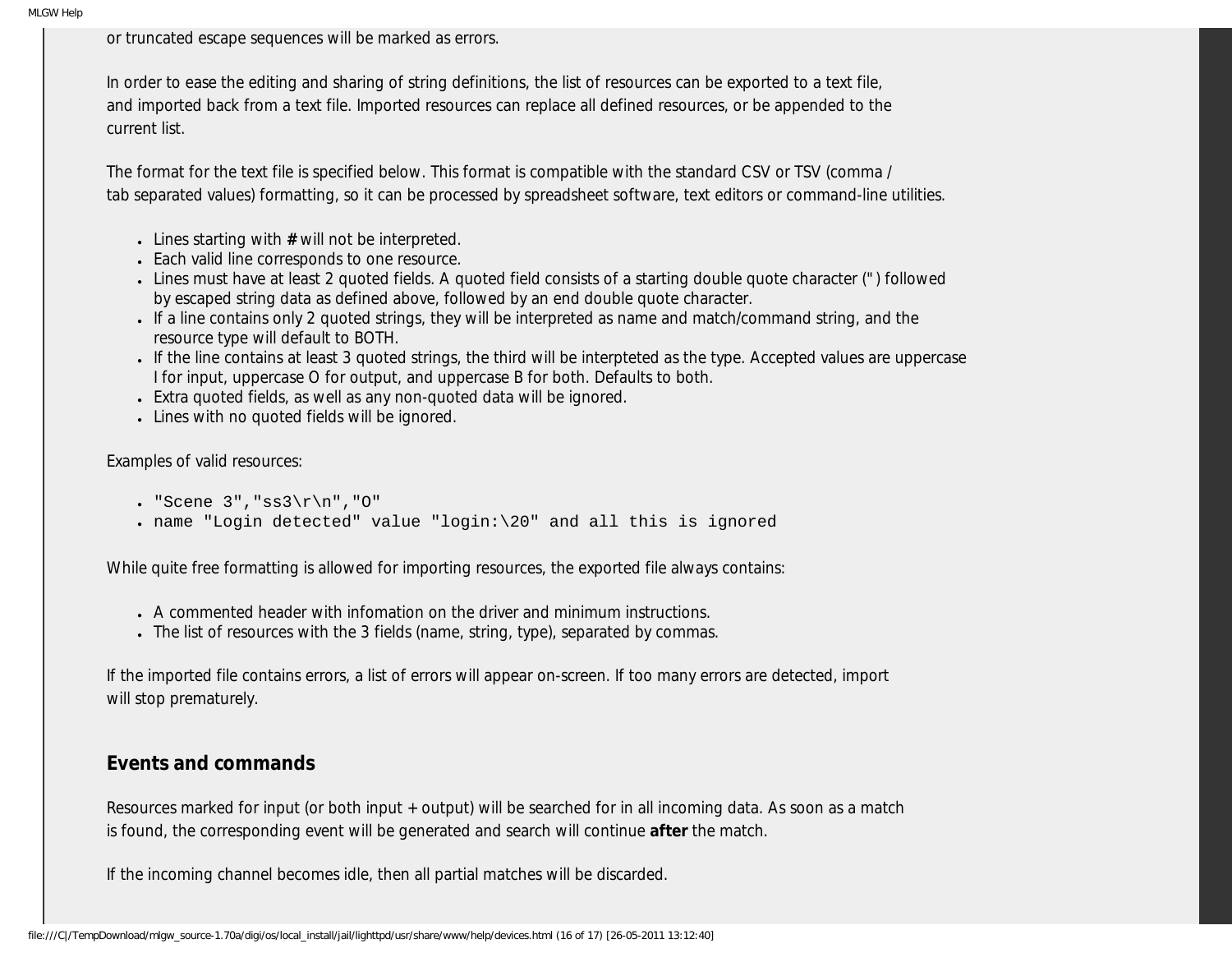or truncated escape sequences will be marked as errors.

In order to ease the editing and sharing of string definitions, the list of resources can be exported to a text file, and imported back from a text file. Imported resources can replace all defined resources, or be appended to the current list.

The format for the text file is specified below. This format is compatible with the standard CSV or TSV (comma / tab separated values) formatting, so it can be processed by spreadsheet software, text editors or command-line utilities.

- Lines starting with **#** will not be interpreted.
- Each valid line corresponds to one resource.
- Lines must have at least 2 quoted fields. A quoted field consists of a starting double quote character (") followed by escaped string data as defined above, followed by an end double quote character.
- If a line contains only 2 quoted strings, they will be interpreted as name and match/command string, and the resource type will default to BOTH.
- If the line contains at least 3 quoted strings, the third will be interpteted as the type. Accepted values are uppercase I for input, uppercase O for output, and uppercase B for both. Defaults to both.
- Extra quoted fields, as well as any non-quoted data will be ignored.
- Lines with no quoted fields will be ignored.

Examples of valid resources:

- `"Scene 3","ss3\r\n","O"`
- `name "Login detected" value "login:\20" and all this is ignored`

While quite free formatting is allowed for importing resources, the exported file always contains:

- A commented header with infomation on the driver and minimum instructions.
- The list of resources with the 3 fields (name, string, type), separated by commas.

If the imported file contains errors, a list of errors will appear on-screen. If too many errors are detected, import will stop prematurely.

### Events and commands

Resources marked for input (or both input + output) will be searched for in all incoming data. As soon as a match is found, the corresponding event will be generated and search will continue **after** the match.

If the incoming channel becomes idle, then all partial matches will be discarded.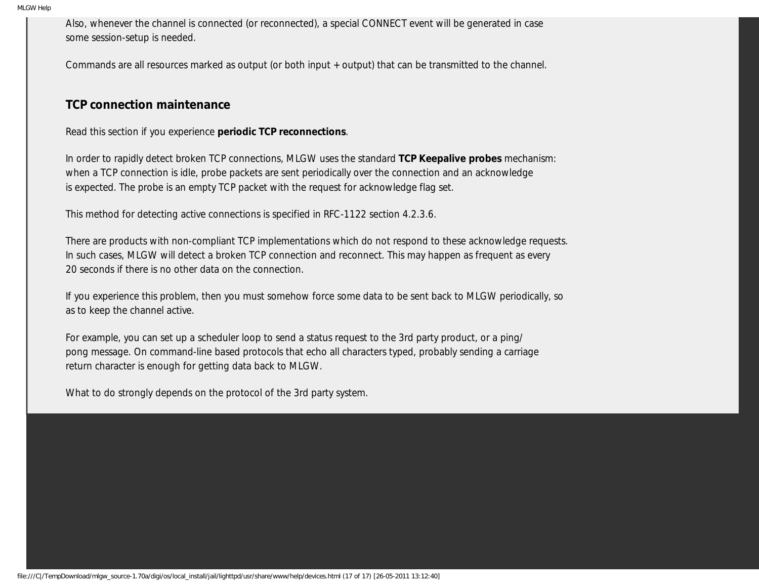Also, whenever the channel is connected (or reconnected), a special CONNECT event will be generated in case some session-setup is needed.

Commands are all resources marked as output (or both input + output) that can be transmitted to the channel.

### TCP connection maintenance

Read this section if you experience **periodic TCP reconnections**.

In order to rapidly detect broken TCP connections, MLGW uses the standard **TCP Keepalive probes** mechanism: when a TCP connection is idle, probe packets are sent periodically over the connection and an acknowledge is expected. The probe is an empty TCP packet with the request for acknowledge flag set.

This method for detecting active connections is specified in RFC-1122 section 4.2.3.6.

There are products with non-compliant TCP implementations which do not respond to these acknowledge requests. In such cases, MLGW will detect a broken TCP connection and reconnect. This may happen as frequent as every 20 seconds if there is no other data on the connection.

If you experience this problem, then you must somehow force some data to be sent back to MLGW periodically, so as to keep the channel active.

For example, you can set up a scheduler loop to send a status request to the 3rd party product, or a ping/pong message. On command-line based protocols that echo all characters typed, probably sending a carriage return character is enough for getting data back to MLGW.

What to do strongly depends on the protocol of the 3rd party system.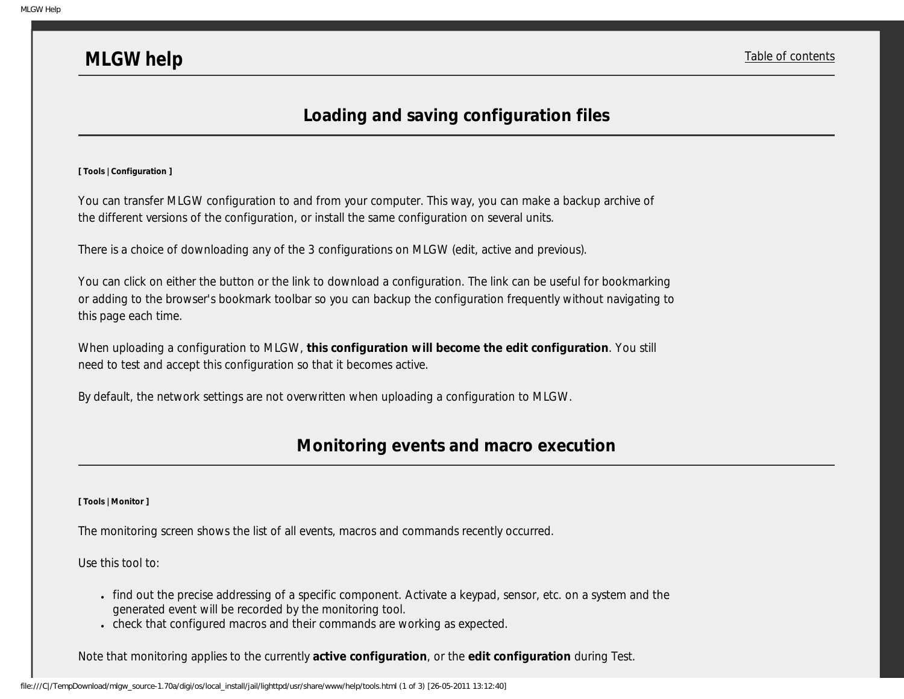# MLGW help

Table of contents

## Loading and saving configuration files

**[ Tools | Configuration ]**

You can transfer MLGW configuration to and from your computer. This way, you can make a backup archive of the different versions of the configuration, or install the same configuration on several units.

There is a choice of downloading any of the 3 configurations on MLGW (edit, active and previous).

You can click on either the button or the link to download a configuration. The link can be useful for bookmarking or adding to the browser's bookmark toolbar so you can backup the configuration frequently without navigating to this page each time.

When uploading a configuration to MLGW, **this configuration will become the edit configuration**. You still need to test and accept this configuration so that it becomes active.

By default, the network settings are not overwritten when uploading a configuration to MLGW.

## Monitoring events and macro execution

**[ Tools | Monitor ]**

The monitoring screen shows the list of all events, macros and commands recently occurred.

Use this tool to:

- find out the precise addressing of a specific component. Activate a keypad, sensor, etc. on a system and the generated event will be recorded by the monitoring tool.
- check that configured macros and their commands are working as expected.

Note that monitoring applies to the currently **active configuration**, or the **edit configuration** during Test.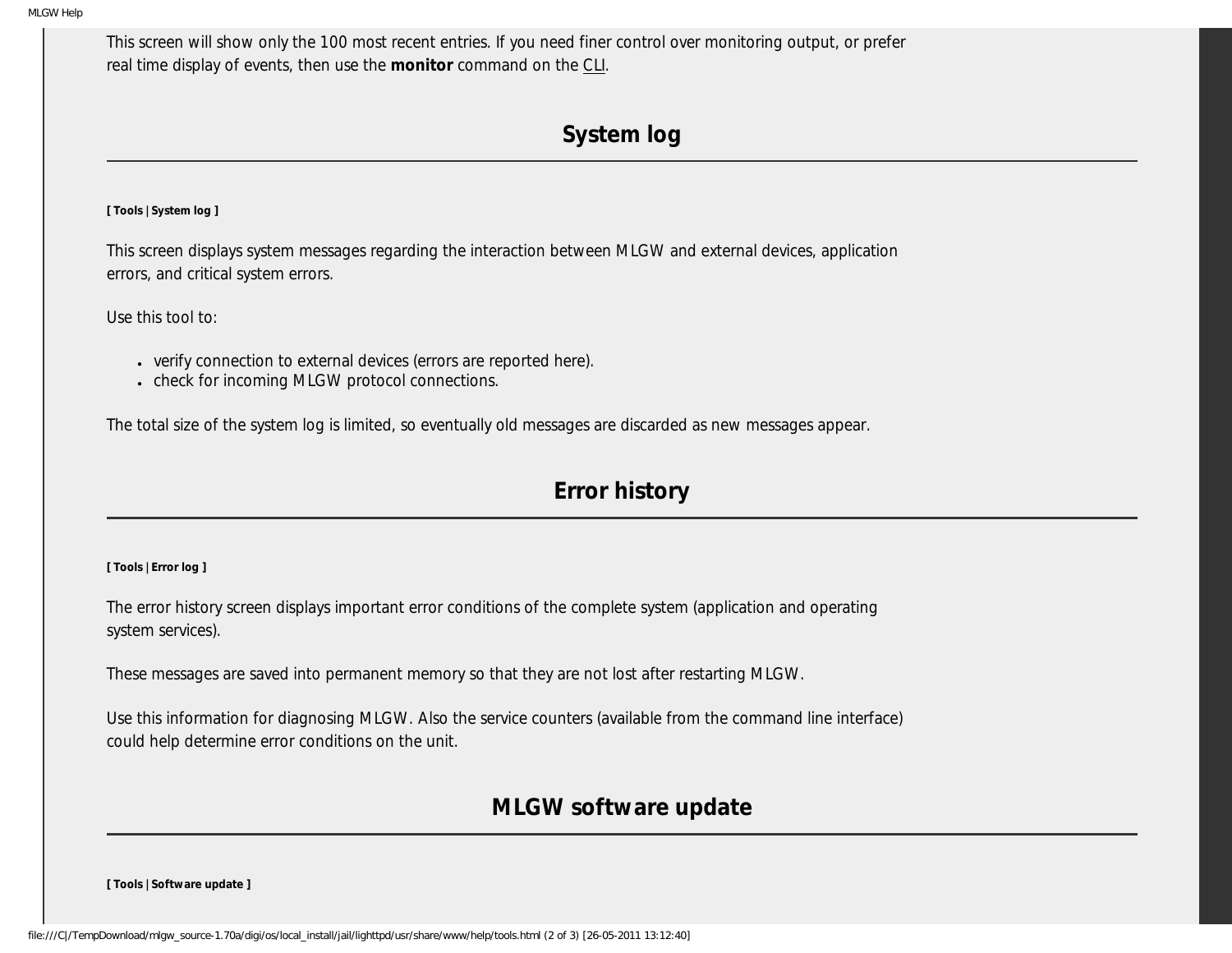This screen will show only the 100 most recent entries. If you need finer control over monitoring output, or prefer real time display of events, then use the **monitor** command on the CLI.

## System log

**[ Tools | System log ]**

This screen displays system messages regarding the interaction between MLGW and external devices, application errors, and critical system errors.

Use this tool to:

- verify connection to external devices (errors are reported here).
- check for incoming MLGW protocol connections.

The total size of the system log is limited, so eventually old messages are discarded as new messages appear.

## Error history

**[ Tools | Error log ]**

The error history screen displays important error conditions of the complete system (application and operating system services).

These messages are saved into permanent memory so that they are not lost after restarting MLGW.

Use this information for diagnosing MLGW. Also the service counters (available from the command line interface) could help determine error conditions on the unit.

## MLGW software update

**[ Tools | Software update ]**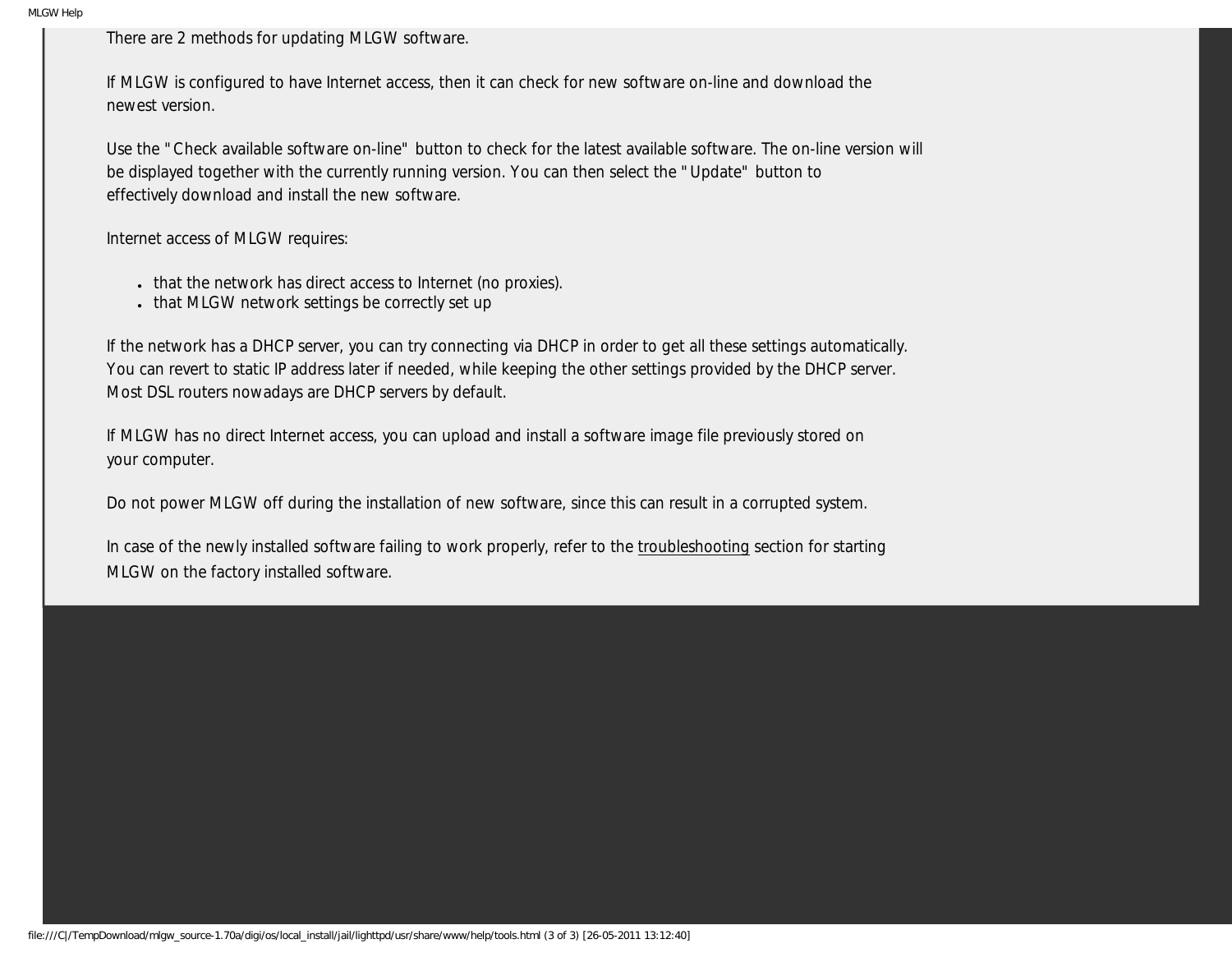There are 2 methods for updating MLGW software.

If MLGW is configured to have Internet access, then it can check for new software on-line and download the newest version.

Use the "Check available software on-line" button to check for the latest available software. The on-line version will be displayed together with the currently running version. You can then select the "Update" button to effectively download and install the new software.

Internet access of MLGW requires:

- that the network has direct access to Internet (no proxies).
- that MLGW network settings be correctly set up

If the network has a DHCP server, you can try connecting via DHCP in order to get all these settings automatically. You can revert to static IP address later if needed, while keeping the other settings provided by the DHCP server. Most DSL routers nowadays are DHCP servers by default.

If MLGW has no direct Internet access, you can upload and install a software image file previously stored on your computer.

Do not power MLGW off during the installation of new software, since this can result in a corrupted system.

In case of the newly installed software failing to work properly, refer to the troubleshooting section for starting MLGW on the factory installed software.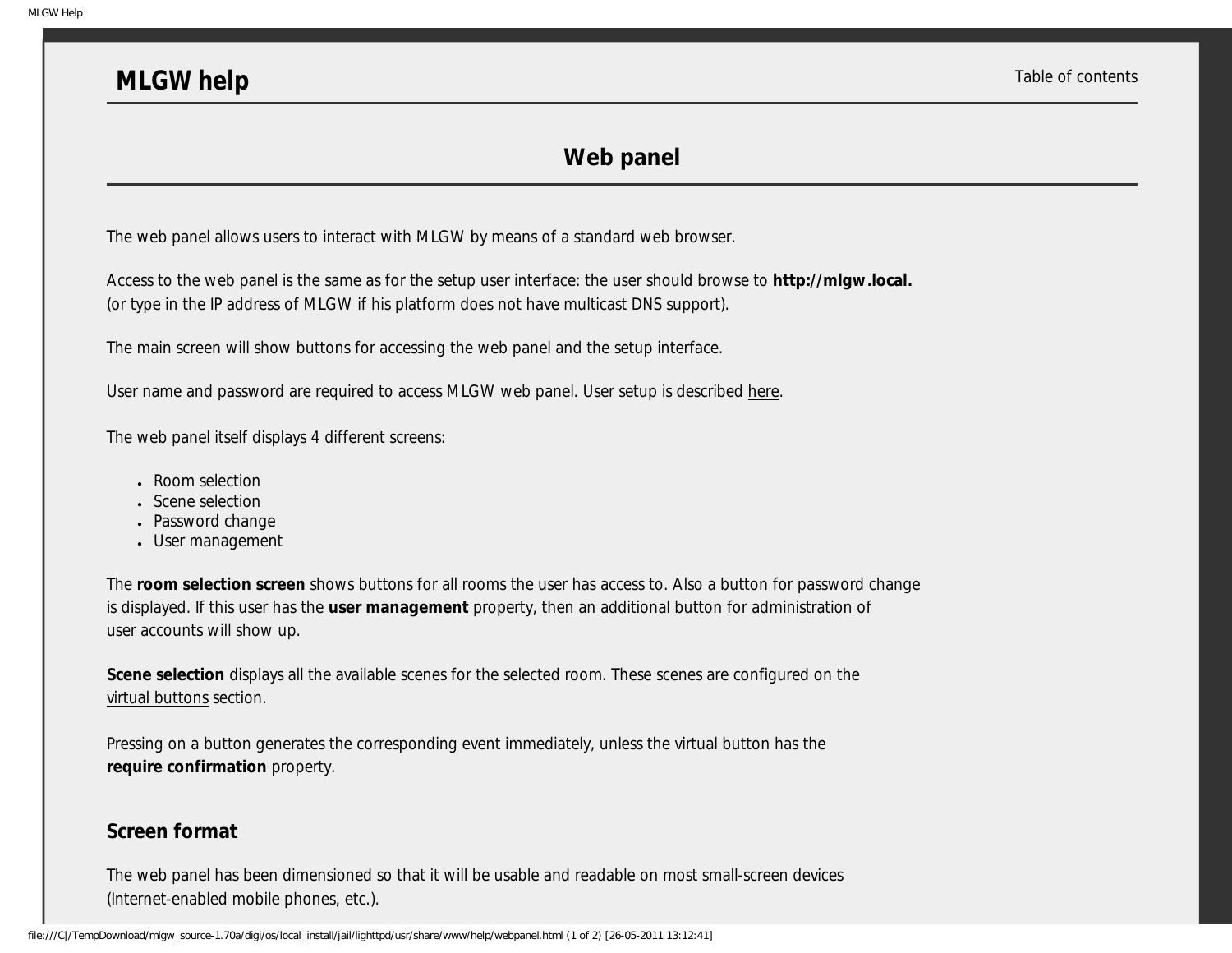## MLGW help

Table of contents

# Web panel

The web panel allows users to interact with MLGW by means of a standard web browser.

Access to the web panel is the same as for the setup user interface: the user should browse to **http://mlgw.local.** (or type in the IP address of MLGW if his platform does not have multicast DNS support).

The main screen will show buttons for accessing the web panel and the setup interface.

User name and password are required to access MLGW web panel. User setup is described here.

The web panel itself displays 4 different screens:

- Room selection
- Scene selection
- Password change
- User management

The **room selection screen** shows buttons for all rooms the user has access to. Also a button for password change is displayed. If this user has the **user management** property, then an additional button for administration of user accounts will show up.

**Scene selection** displays all the available scenes for the selected room. These scenes are configured on the virtual buttons section.

Pressing on a button generates the corresponding event immediately, unless the virtual button has the **require confirmation** property.

### Screen format

The web panel has been dimensioned so that it will be usable and readable on most small-screen devices (Internet-enabled mobile phones, etc.).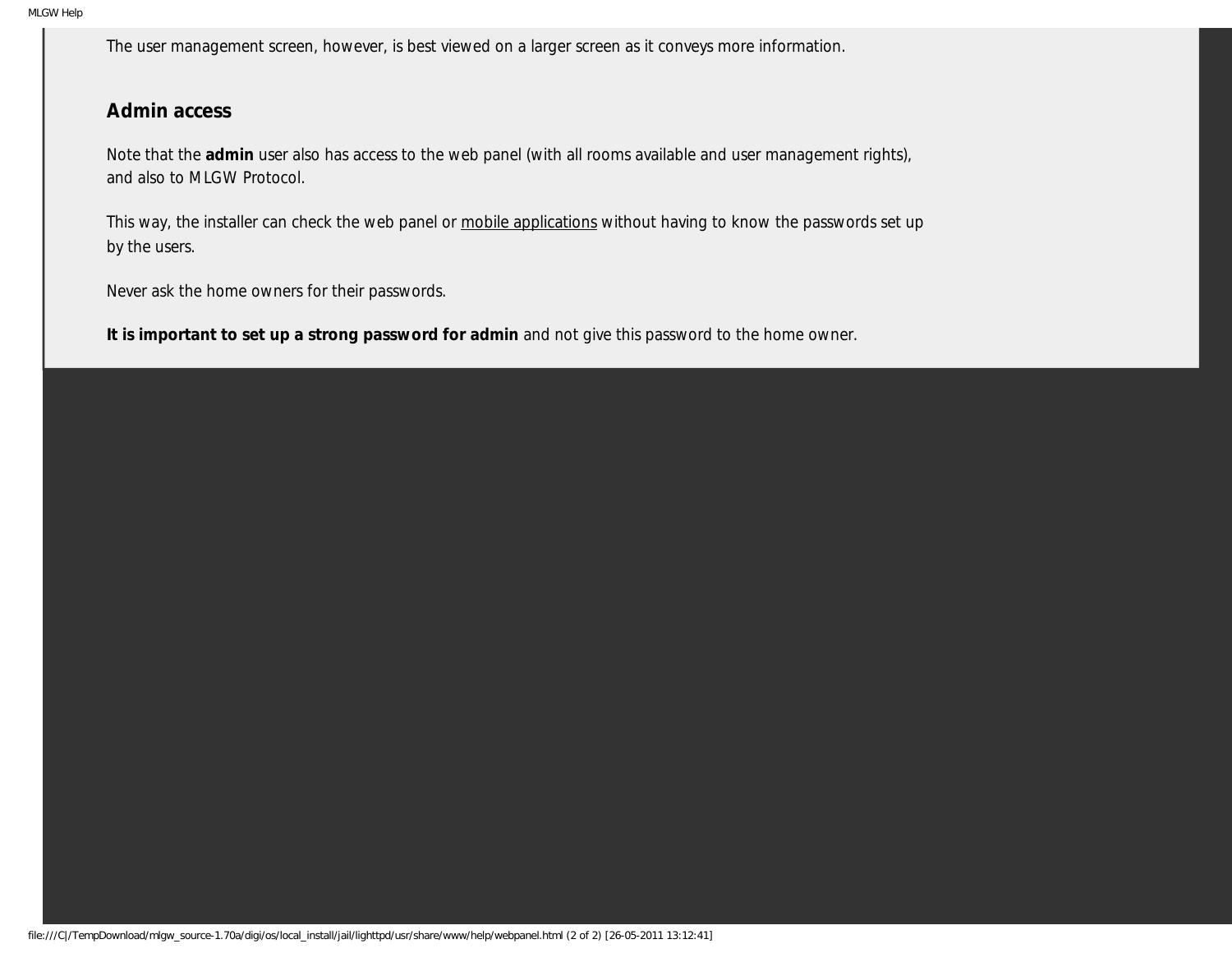The user management screen, however, is best viewed on a larger screen as it conveys more information.

## Admin access

Note that the **admin** user also has access to the web panel (with all rooms available and user management rights), and also to MLGW Protocol.

This way, the installer can check the web panel or mobile applications without having to know the passwords set up by the users.

Never ask the home owners for their passwords.

**It is important to set up a strong password for admin** and not give this password to the home owner.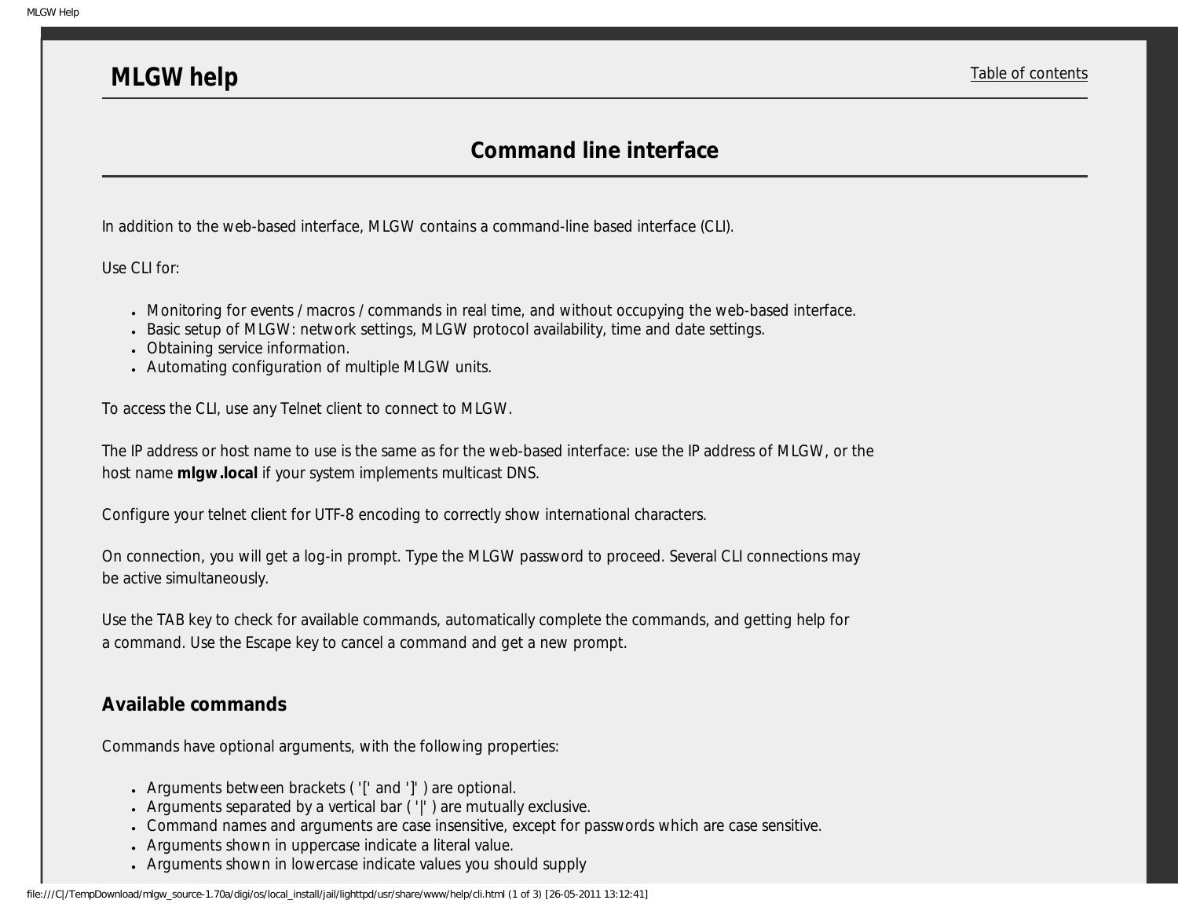# MLGW help

Table of contents

## Command line interface

In addition to the web-based interface, MLGW contains a command-line based interface (CLI).

Use CLI for:

- Monitoring for events / macros / commands in real time, and without occupying the web-based interface.
- Basic setup of MLGW: network settings, MLGW protocol availability, time and date settings.
- Obtaining service information.
- Automating configuration of multiple MLGW units.

To access the CLI, use any Telnet client to connect to MLGW.

The IP address or host name to use is the same as for the web-based interface: use the IP address of MLGW, or the host name **mlgw.local** if your system implements multicast DNS.

Configure your telnet client for UTF-8 encoding to correctly show international characters.

On connection, you will get a log-in prompt. Type the MLGW password to proceed. Several CLI connections may be active simultaneously.

Use the TAB key to check for available commands, automatically complete the commands, and getting help for a command. Use the Escape key to cancel a command and get a new prompt.

### Available commands

Commands have optional arguments, with the following properties:

- Arguments between brackets ( '[' and ']' ) are optional.
- Arguments separated by a vertical bar ( '|' ) are mutually exclusive.
- Command names and arguments are case insensitive, except for passwords which are case sensitive.
- Arguments shown in uppercase indicate a literal value.
- Arguments shown in lowercase indicate values you should supply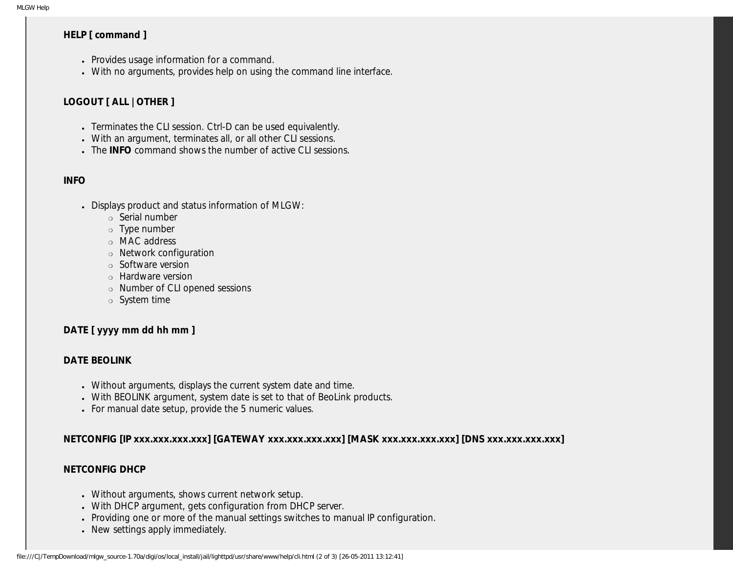**HELP [ command ]**

- Provides usage information for a command.
- With no arguments, provides help on using the command line interface.

**LOGOUT [ ALL | OTHER ]**

- Terminates the CLI session. Ctrl-D can be used equivalently.
- With an argument, terminates all, or all other CLI sessions.
- The **INFO** command shows the number of active CLI sessions.

**INFO**

- Displays product and status information of MLGW:
  - Serial number
  - Type number
  - MAC address
  - Network configuration
  - Software version
  - Hardware version
  - Number of CLI opened sessions
  - System time

**DATE [ yyyy mm dd hh mm ]**

**DATE BEOLINK**

- Without arguments, displays the current system date and time.
- With BEOLINK argument, system date is set to that of BeoLink products.
- For manual date setup, provide the 5 numeric values.

**NETCONFIG [IP xxx.xxx.xxx.xxx] [GATEWAY xxx.xxx.xxx.xxx] [MASK xxx.xxx.xxx.xxx] [DNS xxx.xxx.xxx.xxx]**

**NETCONFIG DHCP**

- Without arguments, shows current network setup.
- With DHCP argument, gets configuration from DHCP server.
- Providing one or more of the manual settings switches to manual IP configuration.
- New settings apply immediately.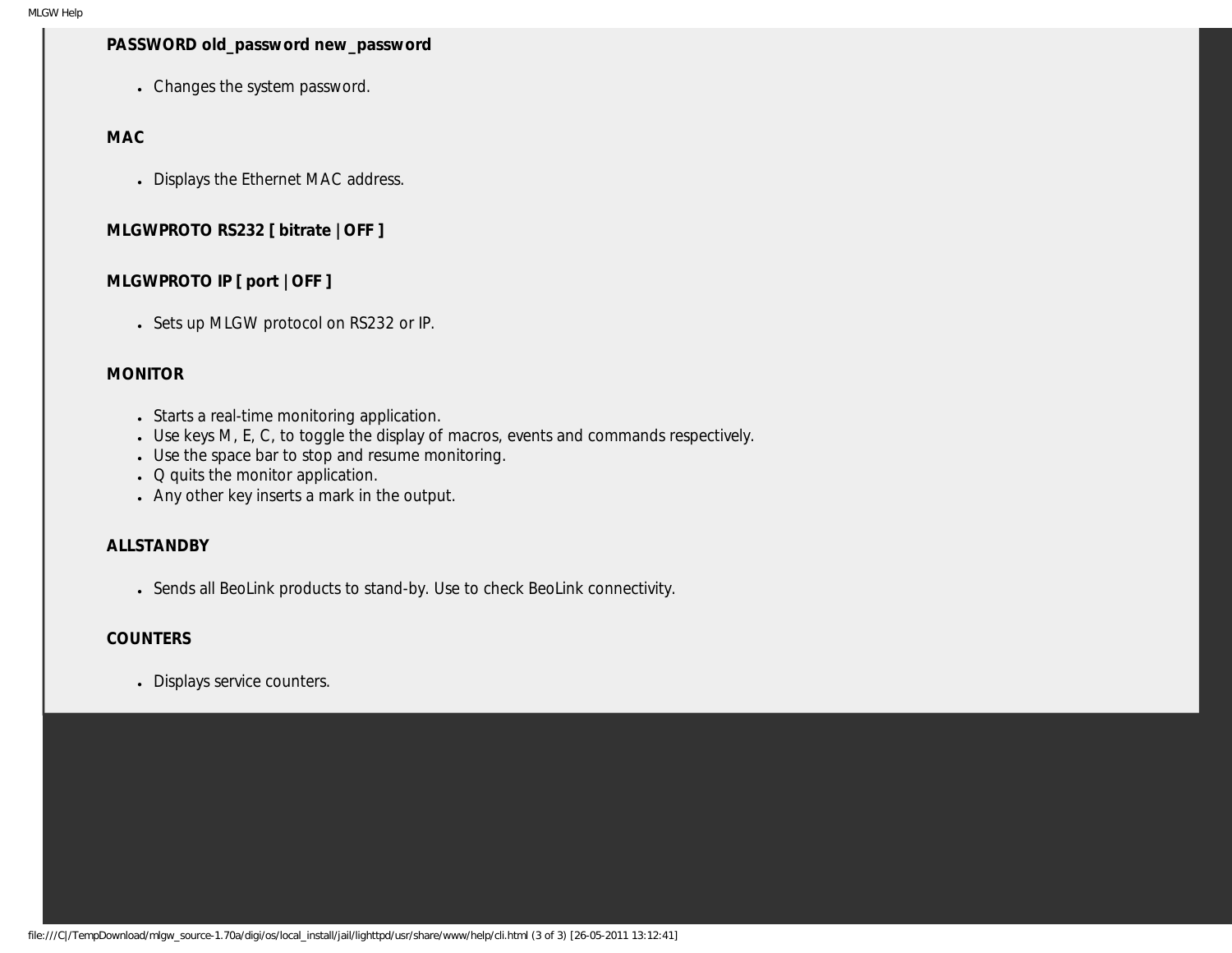**PASSWORD old_password new_password**

- Changes the system password.

**MAC**

- Displays the Ethernet MAC address.

**MLGWPROTO RS232 [ bitrate | OFF ]**

**MLGWPROTO IP [ port | OFF ]**

- Sets up MLGW protocol on RS232 or IP.

**MONITOR**

- Starts a real-time monitoring application.
- Use keys M, E, C, to toggle the display of macros, events and commands respectively.
- Use the space bar to stop and resume monitoring.
- Q quits the monitor application.
- Any other key inserts a mark in the output.

**ALLSTANDBY**

- Sends all BeoLink products to stand-by. Use to check BeoLink connectivity.

**COUNTERS**

- Displays service counters.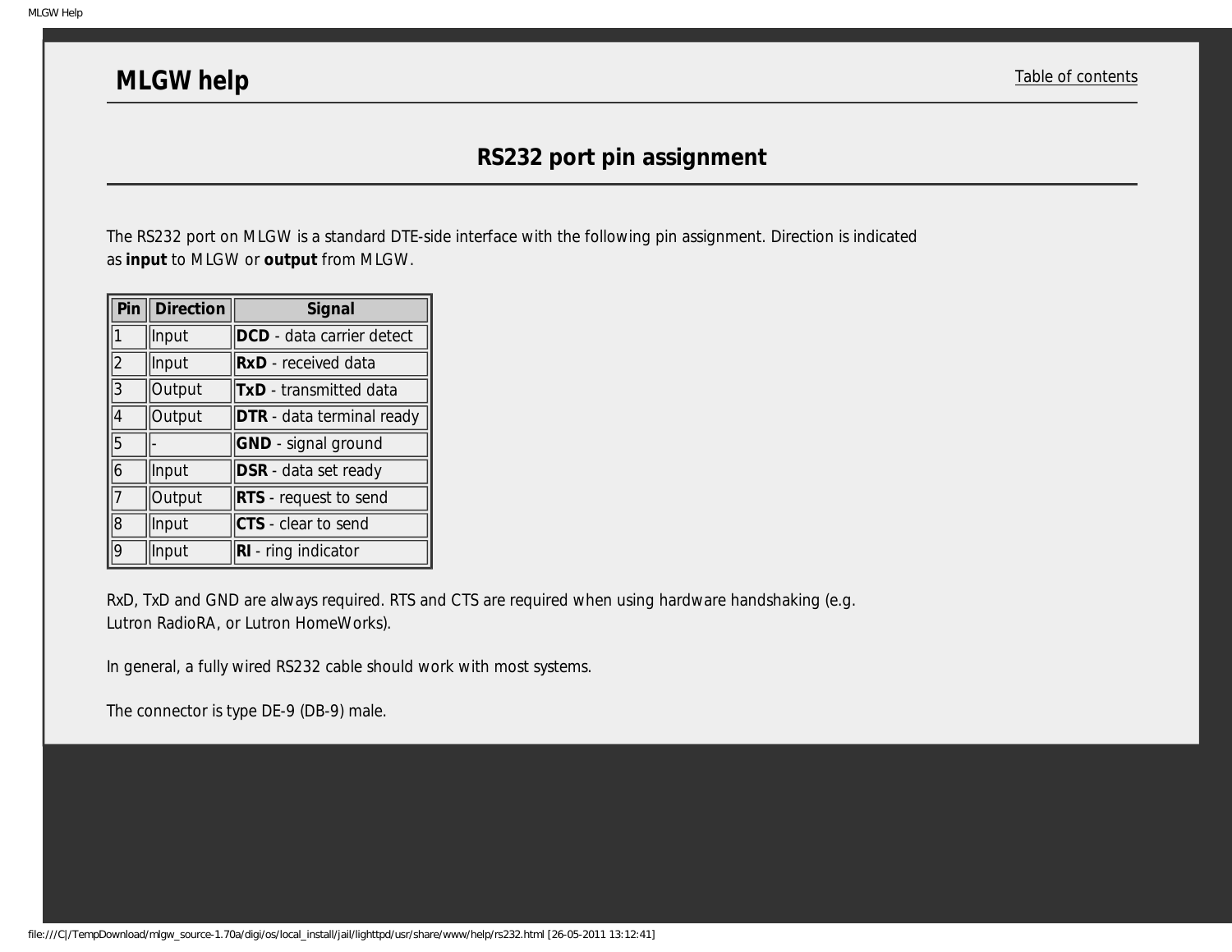# MLGW help

Table of contents

## RS232 port pin assignment

The RS232 port on MLGW is a standard DTE-side interface with the following pin assignment. Direction is indicated as **input** to MLGW or **output** from MLGW.

| Pin | Direction | Signal |
|---|---|---|
| 1 | Input | **DCD** - data carrier detect |
| 2 | Input | **RxD** - received data |
| 3 | Output | **TxD** - transmitted data |
| 4 | Output | **DTR** - data terminal ready |
| 5 | - | **GND** - signal ground |
| 6 | Input | **DSR** - data set ready |
| 7 | Output | **RTS** - request to send |
| 8 | Input | **CTS** - clear to send |
| 9 | Input | **RI** - ring indicator |

RxD, TxD and GND are always required. RTS and CTS are required when using hardware handshaking (e.g. Lutron RadioRA, or Lutron HomeWorks).

In general, a fully wired RS232 cable should work with most systems.

The connector is type DE-9 (DB-9) male.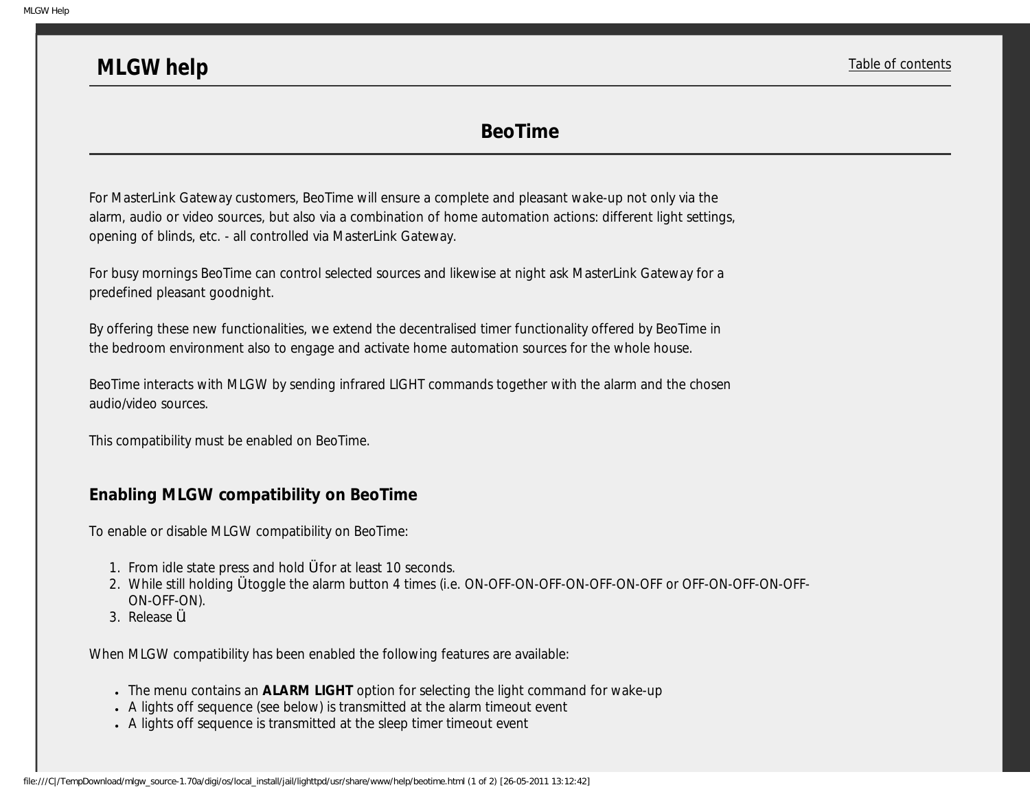# MLGW help

Table of contents

## BeoTime

For MasterLink Gateway customers, BeoTime will ensure a complete and pleasant wake-up not only via the alarm, audio or video sources, but also via a combination of home automation actions: different light settings, opening of blinds, etc. - all controlled via MasterLink Gateway.

For busy mornings BeoTime can control selected sources and likewise at night ask MasterLink Gateway for a predefined pleasant goodnight.

By offering these new functionalities, we extend the decentralised timer functionality offered by BeoTime in the bedroom environment also to engage and activate home automation sources for the whole house.

BeoTime interacts with MLGW by sending infrared LIGHT commands together with the alarm and the chosen audio/video sources.

This compatibility must be enabled on BeoTime.

### Enabling MLGW compatibility on BeoTime

To enable or disable MLGW compatibility on BeoTime:

1. From idle state press and hold Ü for at least 10 seconds.
2. While still holding Ü toggle the alarm button 4 times (i.e. ON-OFF-ON-OFF-ON-OFF-ON-OFF or OFF-ON-OFF-ON-OFF-ON-OFF-ON).
3. Release Ü.

When MLGW compatibility has been enabled the following features are available:

- The menu contains an **ALARM LIGHT** option for selecting the light command for wake-up
- A lights off sequence (see below) is transmitted at the alarm timeout event
- A lights off sequence is transmitted at the sleep timer timeout event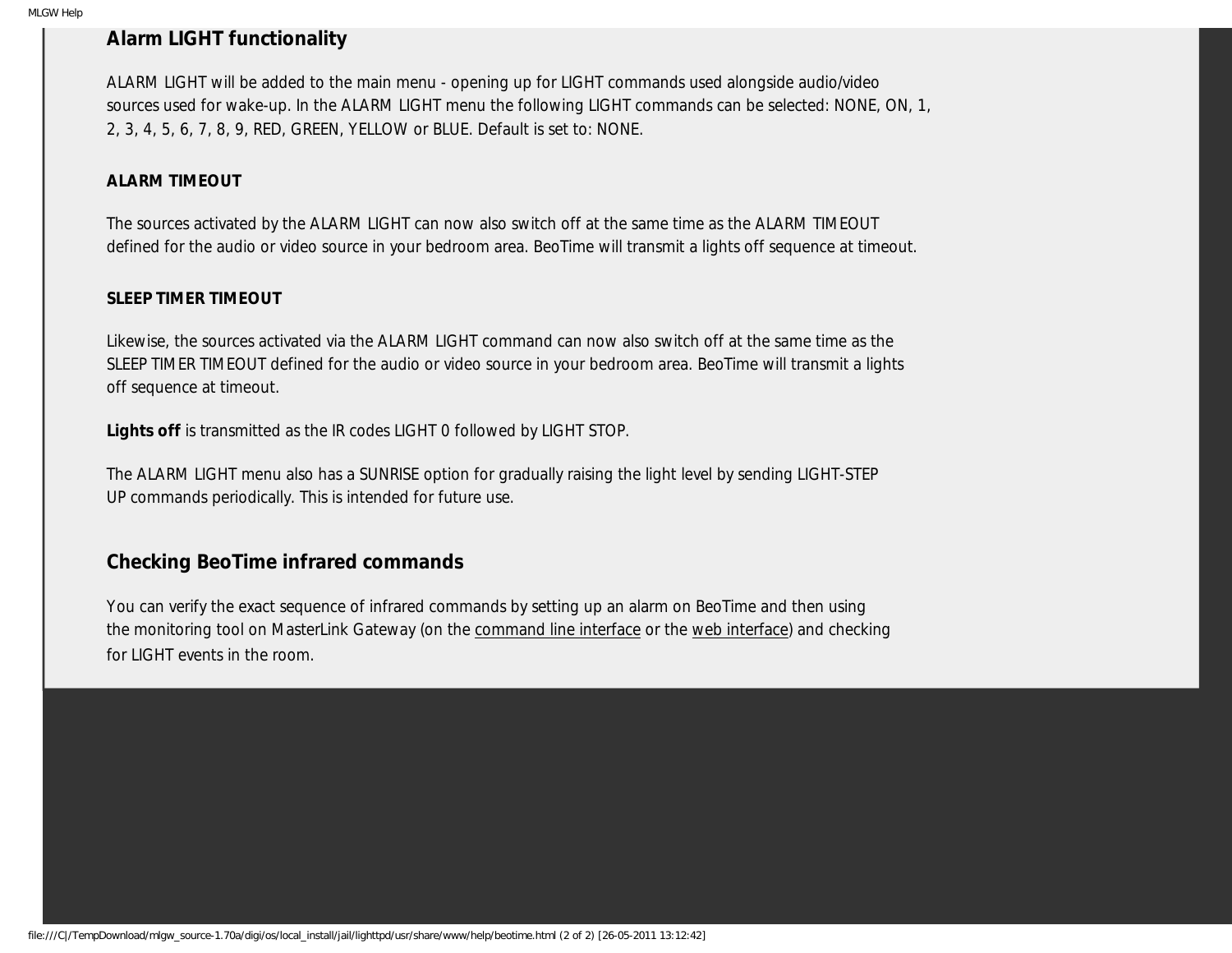## Alarm LIGHT functionality

ALARM LIGHT will be added to the main menu - opening up for LIGHT commands used alongside audio/video sources used for wake-up. In the ALARM LIGHT menu the following LIGHT commands can be selected: NONE, ON, 1, 2, 3, 4, 5, 6, 7, 8, 9, RED, GREEN, YELLOW or BLUE. Default is set to: NONE.

### ALARM TIMEOUT

The sources activated by the ALARM LIGHT can now also switch off at the same time as the ALARM TIMEOUT defined for the audio or video source in your bedroom area. BeoTime will transmit a lights off sequence at timeout.

### SLEEP TIMER TIMEOUT

Likewise, the sources activated via the ALARM LIGHT command can now also switch off at the same time as the SLEEP TIMER TIMEOUT defined for the audio or video source in your bedroom area. BeoTime will transmit a lights off sequence at timeout.

**Lights off** is transmitted as the IR codes LIGHT 0 followed by LIGHT STOP.

The ALARM LIGHT menu also has a SUNRISE option for gradually raising the light level by sending LIGHT-STEP UP commands periodically. This is intended for future use.

## Checking BeoTime infrared commands

You can verify the exact sequence of infrared commands by setting up an alarm on BeoTime and then using the monitoring tool on MasterLink Gateway (on the command line interface or the web interface) and checking for LIGHT events in the room.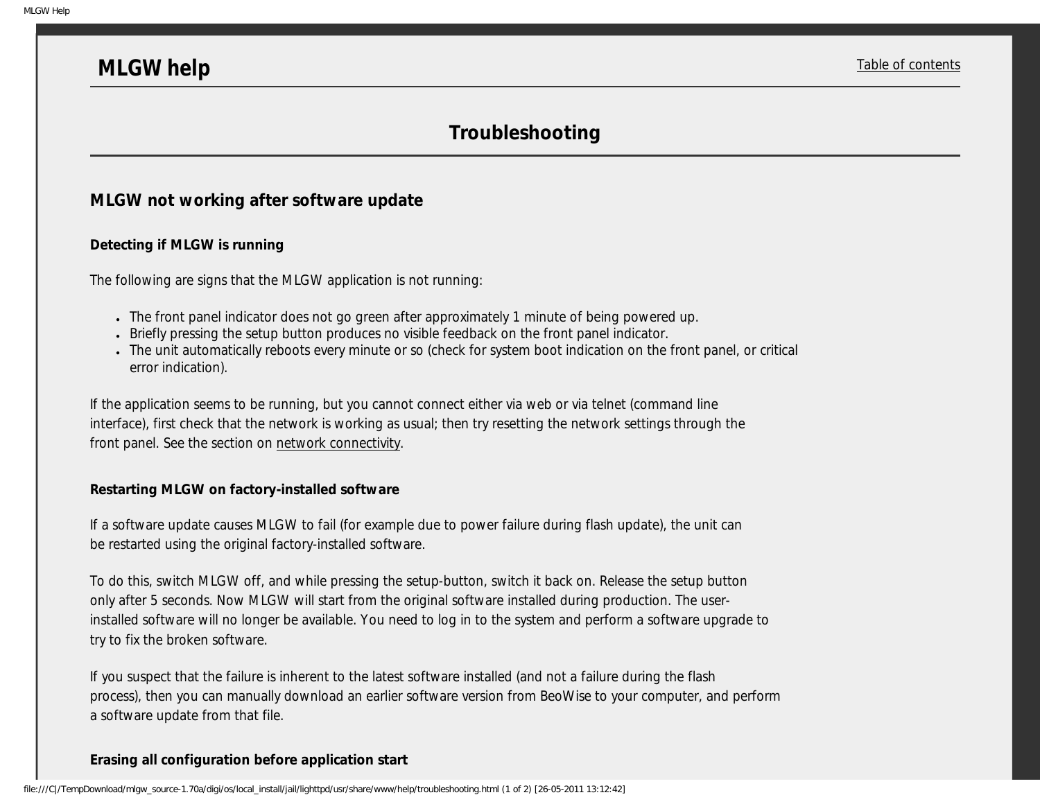# MLGW help

Table of contents

## Troubleshooting

### MLGW not working after software update

#### Detecting if MLGW is running

The following are signs that the MLGW application is not running:

- The front panel indicator does not go green after approximately 1 minute of being powered up.
- Briefly pressing the setup button produces no visible feedback on the front panel indicator.
- The unit automatically reboots every minute or so (check for system boot indication on the front panel, or critical error indication).

If the application seems to be running, but you cannot connect either via web or via telnet (command line interface), first check that the network is working as usual; then try resetting the network settings through the front panel. See the section on network connectivity.

#### Restarting MLGW on factory-installed software

If a software update causes MLGW to fail (for example due to power failure during flash update), the unit can be restarted using the original factory-installed software.

To do this, switch MLGW off, and while pressing the setup-button, switch it back on. Release the setup button only after 5 seconds. Now MLGW will start from the original software installed during production. The user-installed software will no longer be available. You need to log in to the system and perform a software upgrade to try to fix the broken software.

If you suspect that the failure is inherent to the latest software installed (and not a failure during the flash process), then you can manually download an earlier software version from BeoWise to your computer, and perform a software update from that file.

#### Erasing all configuration before application start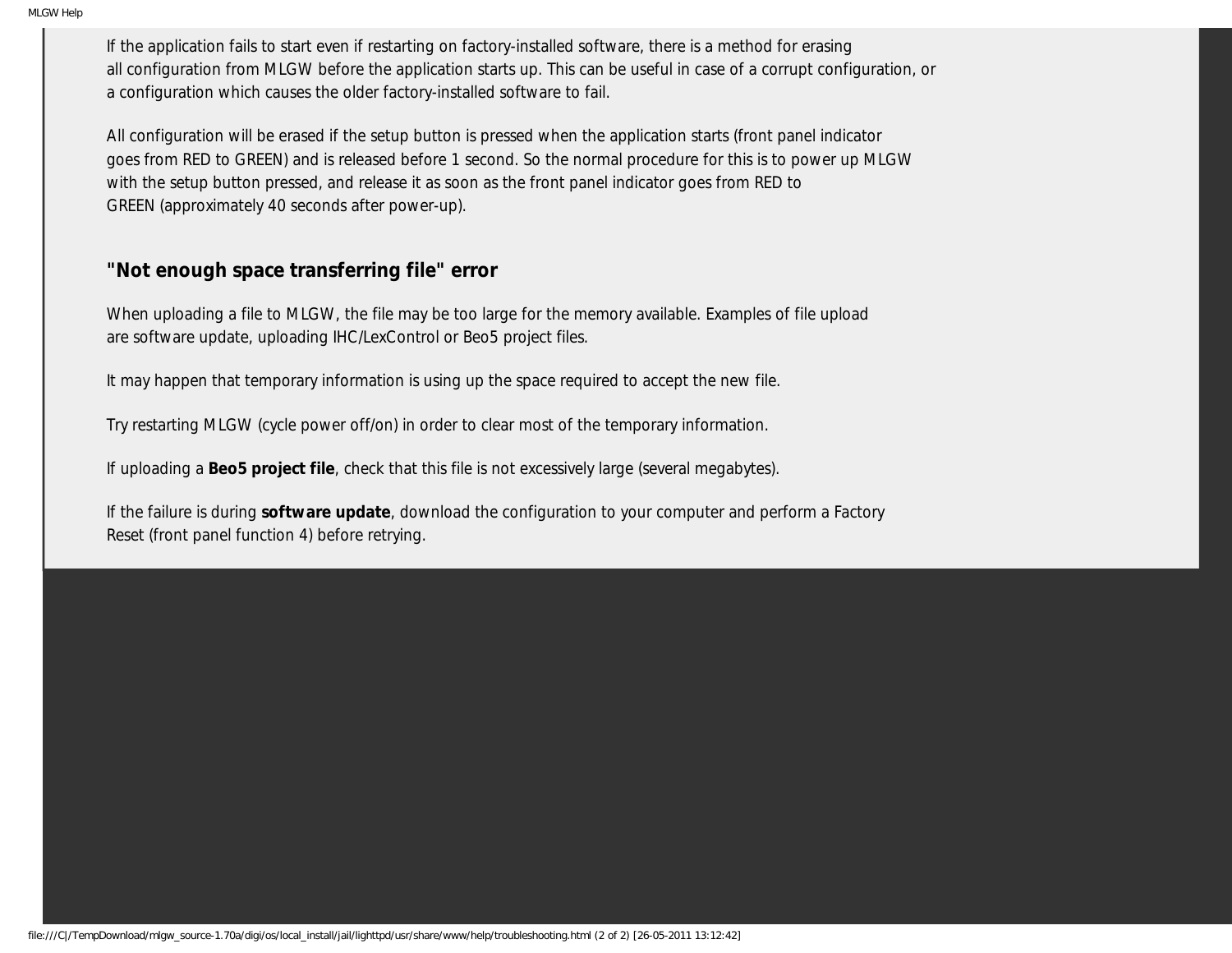If the application fails to start even if restarting on factory-installed software, there is a method for erasing all configuration from MLGW before the application starts up. This can be useful in case of a corrupt configuration, or a configuration which causes the older factory-installed software to fail.

All configuration will be erased if the setup button is pressed when the application starts (front panel indicator goes from RED to GREEN) and is released before 1 second. So the normal procedure for this is to power up MLGW with the setup button pressed, and release it as soon as the front panel indicator goes from RED to GREEN (approximately 40 seconds after power-up).

### "Not enough space transferring file" error

When uploading a file to MLGW, the file may be too large for the memory available. Examples of file upload are software update, uploading IHC/LexControl or Beo5 project files.

It may happen that temporary information is using up the space required to accept the new file.

Try restarting MLGW (cycle power off/on) in order to clear most of the temporary information.

If uploading a **Beo5 project file**, check that this file is not excessively large (several megabytes).

If the failure is during **software update**, download the configuration to your computer and perform a Factory Reset (front panel function 4) before retrying.